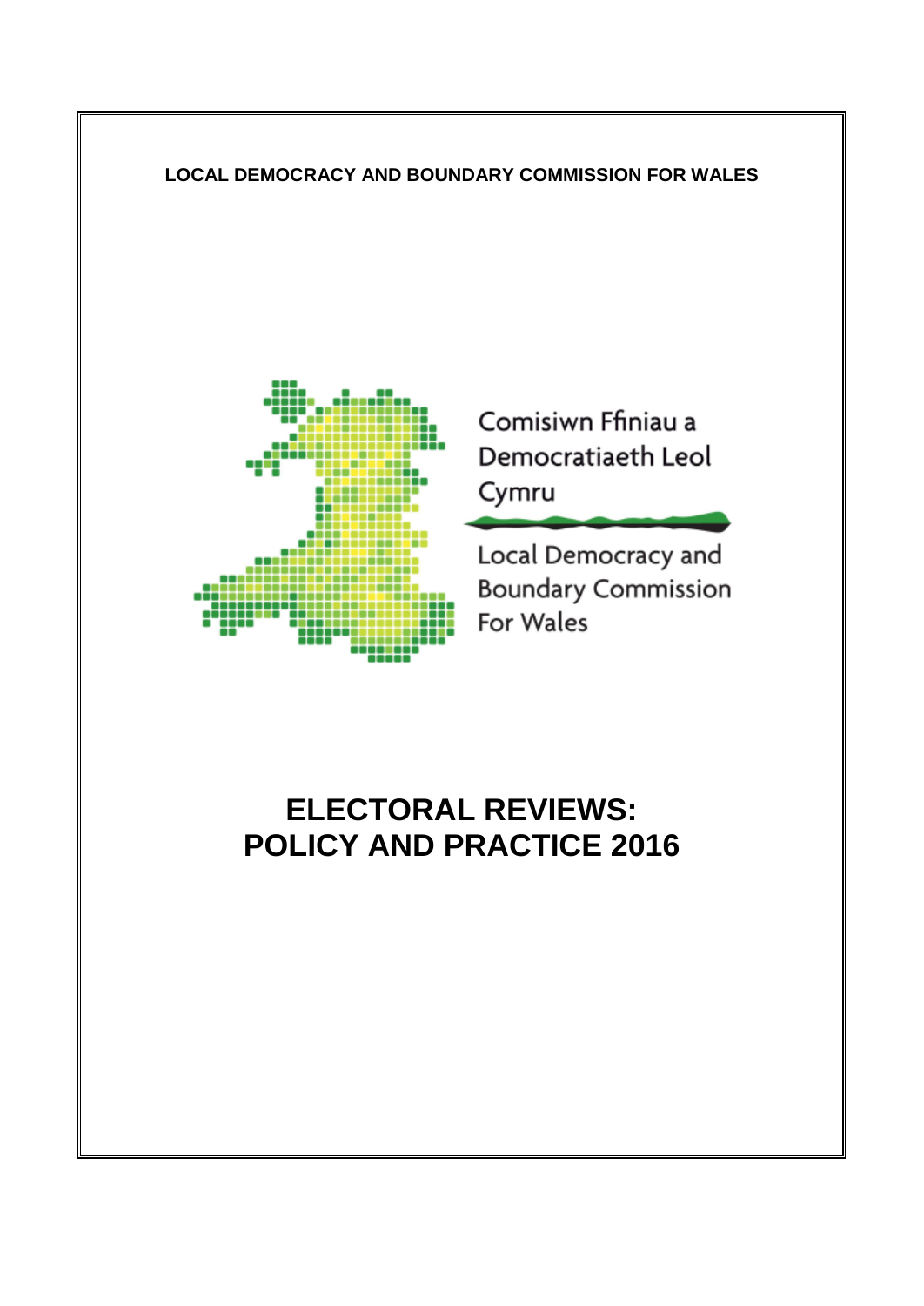**LOCAL DEMOCRACY AND BOUNDARY COMMISSION FOR WALES**

Comisiwn Ffiniau a Democratiaeth Leol Cymru

Local Democracy and Boundary Commission For Wales

# ELECTORAL REVIEWS: POLICY AND PRACTICE 2016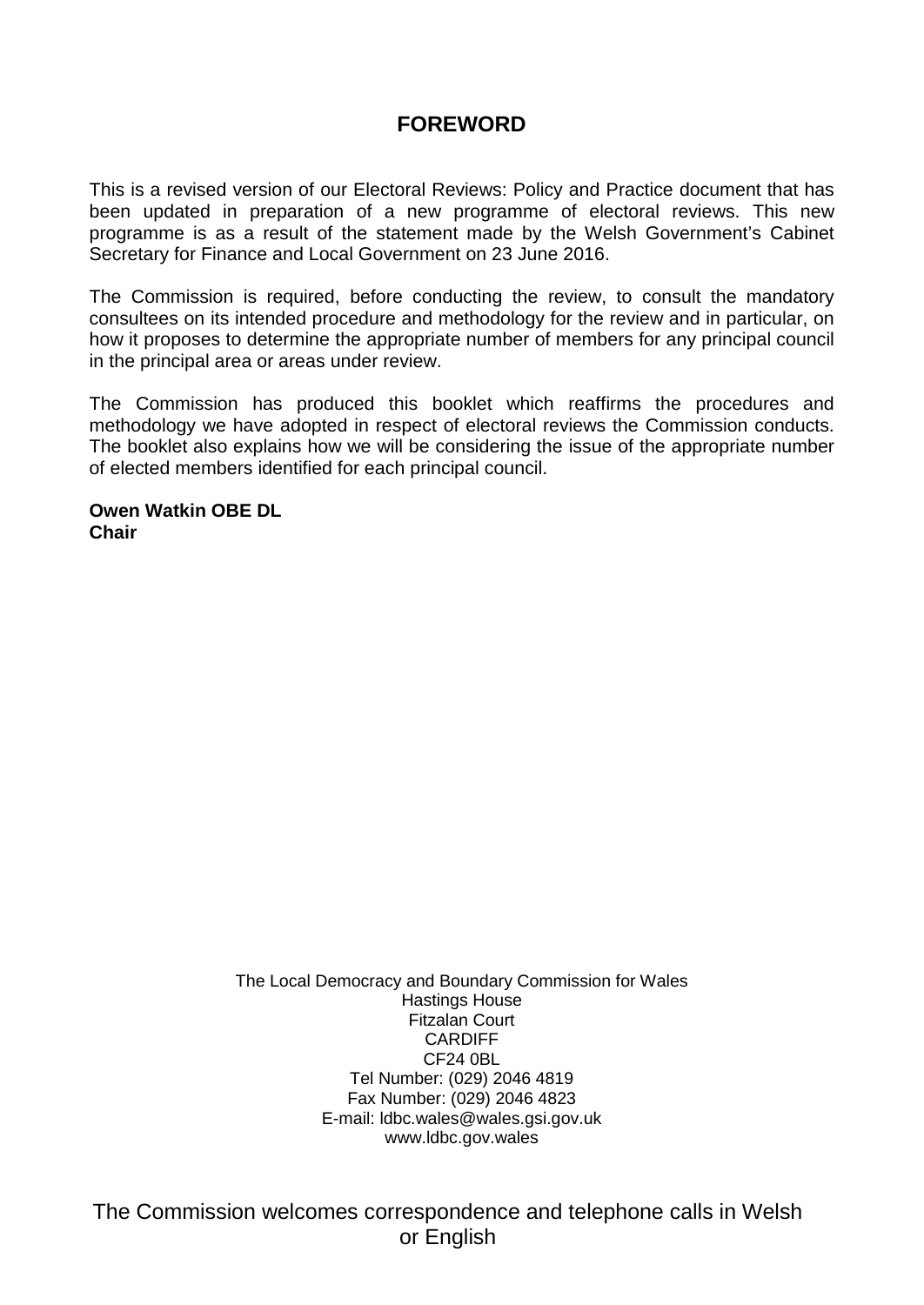# FOREWORD

This is a revised version of our Electoral Reviews: Policy and Practice document that has been updated in preparation of a new programme of electoral reviews. This new programme is as a result of the statement made by the Welsh Government's Cabinet Secretary for Finance and Local Government on 23 June 2016.

The Commission is required, before conducting the review, to consult the mandatory consultees on its intended procedure and methodology for the review and in particular, on how it proposes to determine the appropriate number of members for any principal council in the principal area or areas under review.

The Commission has produced this booklet which reaffirms the procedures and methodology we have adopted in respect of electoral reviews the Commission conducts. The booklet also explains how we will be considering the issue of the appropriate number of elected members identified for each principal council.

**Owen Watkin OBE DL**
**Chair**

The Local Democracy and Boundary Commission for Wales
Hastings House
Fitzalan Court
CARDIFF
CF24 0BL
Tel Number: (029) 2046 4819
Fax Number: (029) 2046 4823
E-mail: ldbc.wales@wales.gsi.gov.uk
www.ldbc.gov.wales

The Commission welcomes correspondence and telephone calls in Welsh or English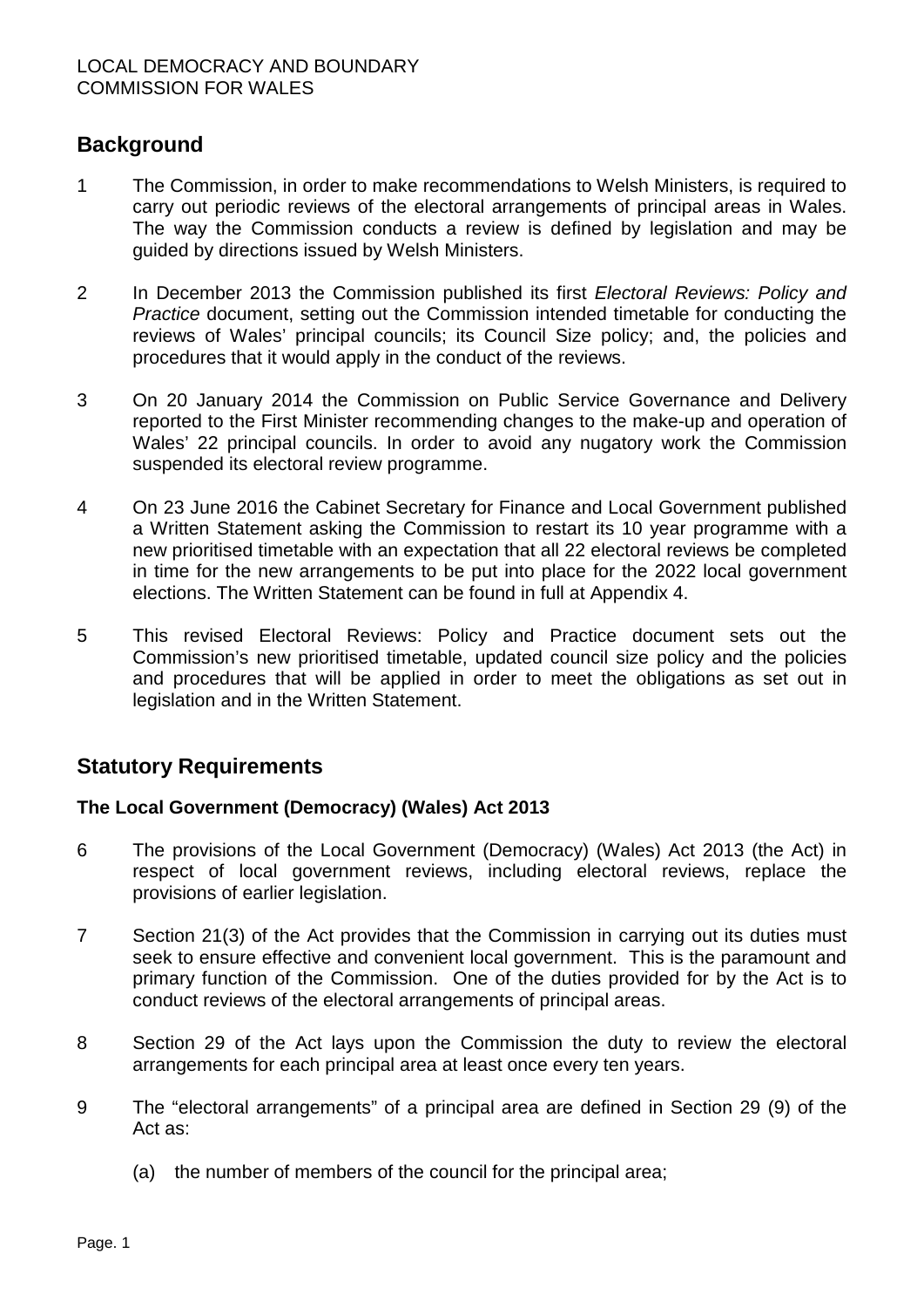## Background

1 The Commission, in order to make recommendations to Welsh Ministers, is required to carry out periodic reviews of the electoral arrangements of principal areas in Wales. The way the Commission conducts a review is defined by legislation and may be guided by directions issued by Welsh Ministers.

2 In December 2013 the Commission published its first *Electoral Reviews: Policy and Practice* document, setting out the Commission intended timetable for conducting the reviews of Wales' principal councils; its Council Size policy; and, the policies and procedures that it would apply in the conduct of the reviews.

3 On 20 January 2014 the Commission on Public Service Governance and Delivery reported to the First Minister recommending changes to the make-up and operation of Wales' 22 principal councils. In order to avoid any nugatory work the Commission suspended its electoral review programme.

4 On 23 June 2016 the Cabinet Secretary for Finance and Local Government published a Written Statement asking the Commission to restart its 10 year programme with a new prioritised timetable with an expectation that all 22 electoral reviews be completed in time for the new arrangements to be put into place for the 2022 local government elections. The Written Statement can be found in full at Appendix 4.

5 This revised Electoral Reviews: Policy and Practice document sets out the Commission's new prioritised timetable, updated council size policy and the policies and procedures that will be applied in order to meet the obligations as set out in legislation and in the Written Statement.

## Statutory Requirements

### The Local Government (Democracy) (Wales) Act 2013

6 The provisions of the Local Government (Democracy) (Wales) Act 2013 (the Act) in respect of local government reviews, including electoral reviews, replace the provisions of earlier legislation.

7 Section 21(3) of the Act provides that the Commission in carrying out its duties must seek to ensure effective and convenient local government. This is the paramount and primary function of the Commission. One of the duties provided for by the Act is to conduct reviews of the electoral arrangements of principal areas.

8 Section 29 of the Act lays upon the Commission the duty to review the electoral arrangements for each principal area at least once every ten years.

9 The "electoral arrangements" of a principal area are defined in Section 29 (9) of the Act as:

(a) the number of members of the council for the principal area;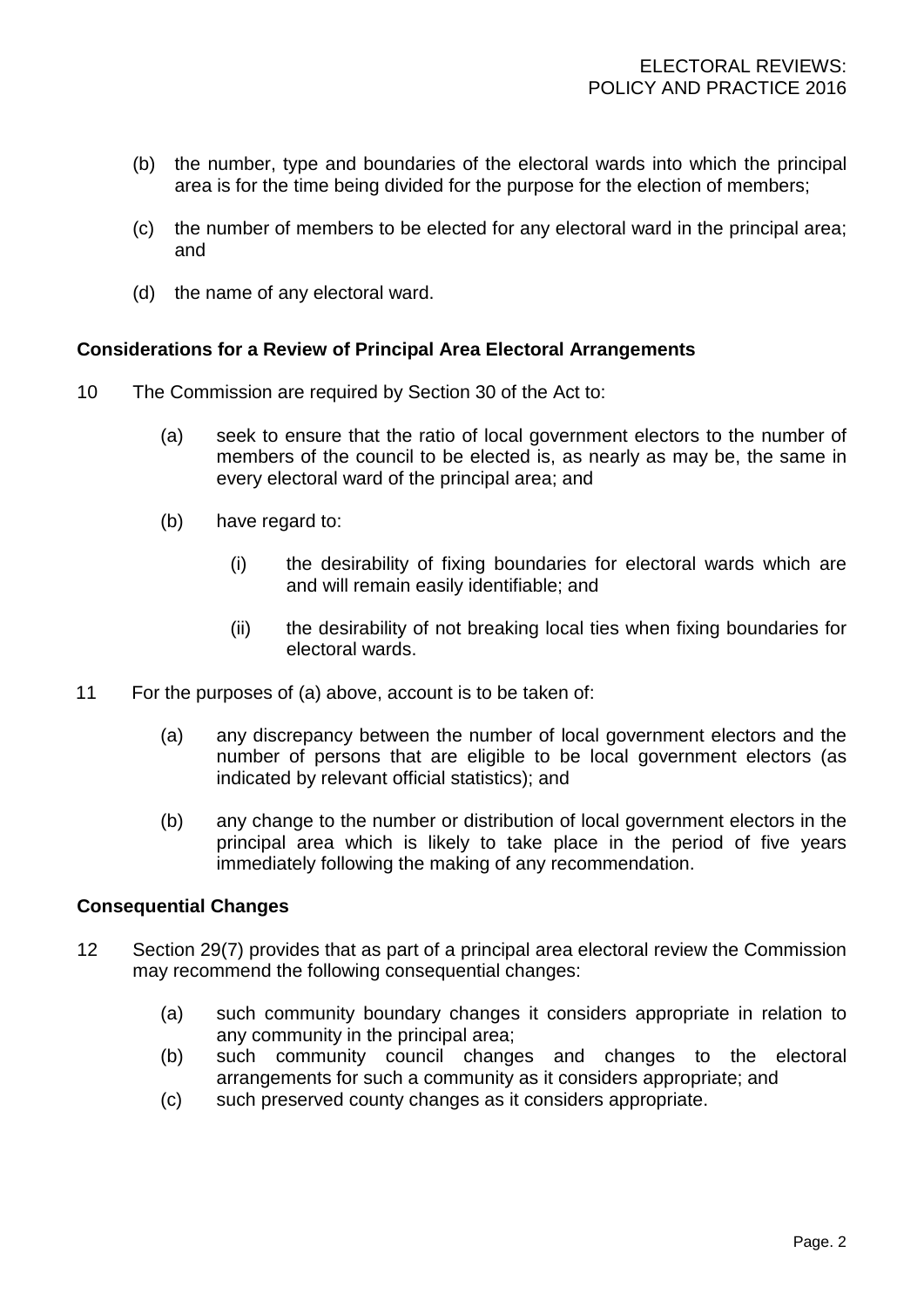(b) the number, type and boundaries of the electoral wards into which the principal area is for the time being divided for the purpose for the election of members;

(c) the number of members to be elected for any electoral ward in the principal area; and

(d) the name of any electoral ward.

**Considerations for a Review of Principal Area Electoral Arrangements**

10 The Commission are required by Section 30 of the Act to:

   (a) seek to ensure that the ratio of local government electors to the number of members of the council to be elected is, as nearly as may be, the same in every electoral ward of the principal area; and

   (b) have regard to:

      (i) the desirability of fixing boundaries for electoral wards which are and will remain easily identifiable; and

      (ii) the desirability of not breaking local ties when fixing boundaries for electoral wards.

11 For the purposes of (a) above, account is to be taken of:

   (a) any discrepancy between the number of local government electors and the number of persons that are eligible to be local government electors (as indicated by relevant official statistics); and

   (b) any change to the number or distribution of local government electors in the principal area which is likely to take place in the period of five years immediately following the making of any recommendation.

**Consequential Changes**

12 Section 29(7) provides that as part of a principal area electoral review the Commission may recommend the following consequential changes:

   (a) such community boundary changes it considers appropriate in relation to any community in the principal area;
   (b) such community council changes and changes to the electoral arrangements for such a community as it considers appropriate; and
   (c) such preserved county changes as it considers appropriate.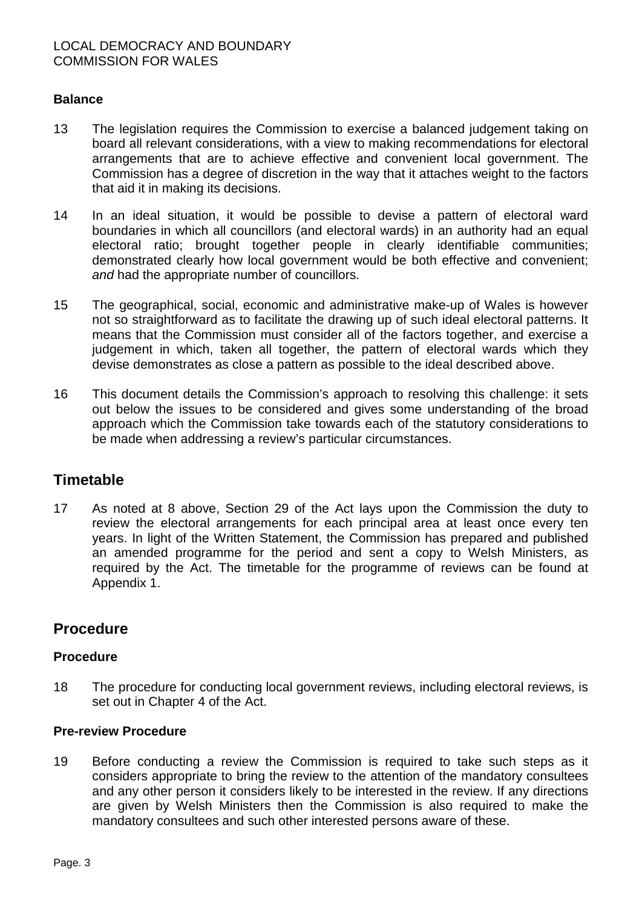### Balance

13 The legislation requires the Commission to exercise a balanced judgement taking on board all relevant considerations, with a view to making recommendations for electoral arrangements that are to achieve effective and convenient local government. The Commission has a degree of discretion in the way that it attaches weight to the factors that aid it in making its decisions.

14 In an ideal situation, it would be possible to devise a pattern of electoral ward boundaries in which all councillors (and electoral wards) in an authority had an equal electoral ratio; brought together people in clearly identifiable communities; demonstrated clearly how local government would be both effective and convenient; *and* had the appropriate number of councillors.

15 The geographical, social, economic and administrative make-up of Wales is however not so straightforward as to facilitate the drawing up of such ideal electoral patterns. It means that the Commission must consider all of the factors together, and exercise a judgement in which, taken all together, the pattern of electoral wards which they devise demonstrates as close a pattern as possible to the ideal described above.

16 This document details the Commission's approach to resolving this challenge: it sets out below the issues to be considered and gives some understanding of the broad approach which the Commission take towards each of the statutory considerations to be made when addressing a review's particular circumstances.

## Timetable

17 As noted at 8 above, Section 29 of the Act lays upon the Commission the duty to review the electoral arrangements for each principal area at least once every ten years. In light of the Written Statement, the Commission has prepared and published an amended programme for the period and sent a copy to Welsh Ministers, as required by the Act. The timetable for the programme of reviews can be found at Appendix 1.

## Procedure

### Procedure

18 The procedure for conducting local government reviews, including electoral reviews, is set out in Chapter 4 of the Act.

### Pre-review Procedure

19 Before conducting a review the Commission is required to take such steps as it considers appropriate to bring the review to the attention of the mandatory consultees and any other person it considers likely to be interested in the review. If any directions are given by Welsh Ministers then the Commission is also required to make the mandatory consultees and such other interested persons aware of these.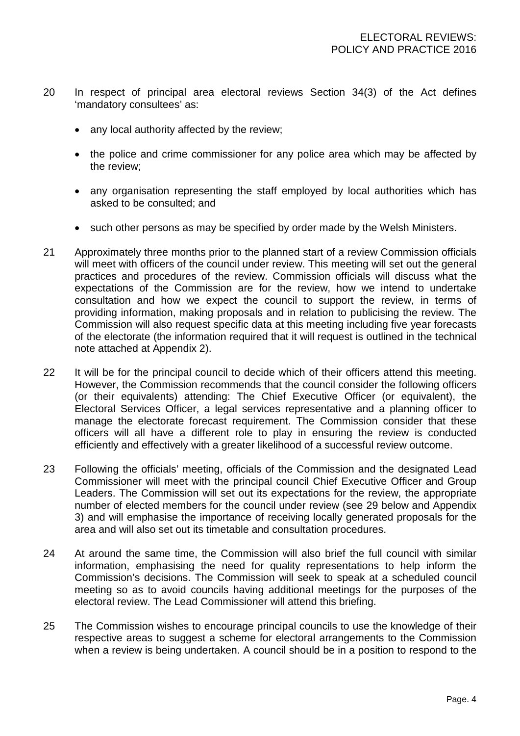20 In respect of principal area electoral reviews Section 34(3) of the Act defines 'mandatory consultees' as:

- any local authority affected by the review;
- the police and crime commissioner for any police area which may be affected by the review;
- any organisation representing the staff employed by local authorities which has asked to be consulted; and
- such other persons as may be specified by order made by the Welsh Ministers.

21 Approximately three months prior to the planned start of a review Commission officials will meet with officers of the council under review. This meeting will set out the general practices and procedures of the review. Commission officials will discuss what the expectations of the Commission are for the review, how we intend to undertake consultation and how we expect the council to support the review, in terms of providing information, making proposals and in relation to publicising the review. The Commission will also request specific data at this meeting including five year forecasts of the electorate (the information required that it will request is outlined in the technical note attached at Appendix 2).

22 It will be for the principal council to decide which of their officers attend this meeting. However, the Commission recommends that the council consider the following officers (or their equivalents) attending: The Chief Executive Officer (or equivalent), the Electoral Services Officer, a legal services representative and a planning officer to manage the electorate forecast requirement. The Commission consider that these officers will all have a different role to play in ensuring the review is conducted efficiently and effectively with a greater likelihood of a successful review outcome.

23 Following the officials' meeting, officials of the Commission and the designated Lead Commissioner will meet with the principal council Chief Executive Officer and Group Leaders. The Commission will set out its expectations for the review, the appropriate number of elected members for the council under review (see 29 below and Appendix 3) and will emphasise the importance of receiving locally generated proposals for the area and will also set out its timetable and consultation procedures.

24 At around the same time, the Commission will also brief the full council with similar information, emphasising the need for quality representations to help inform the Commission's decisions. The Commission will seek to speak at a scheduled council meeting so as to avoid councils having additional meetings for the purposes of the electoral review. The Lead Commissioner will attend this briefing.

25 The Commission wishes to encourage principal councils to use the knowledge of their respective areas to suggest a scheme for electoral arrangements to the Commission when a review is being undertaken. A council should be in a position to respond to the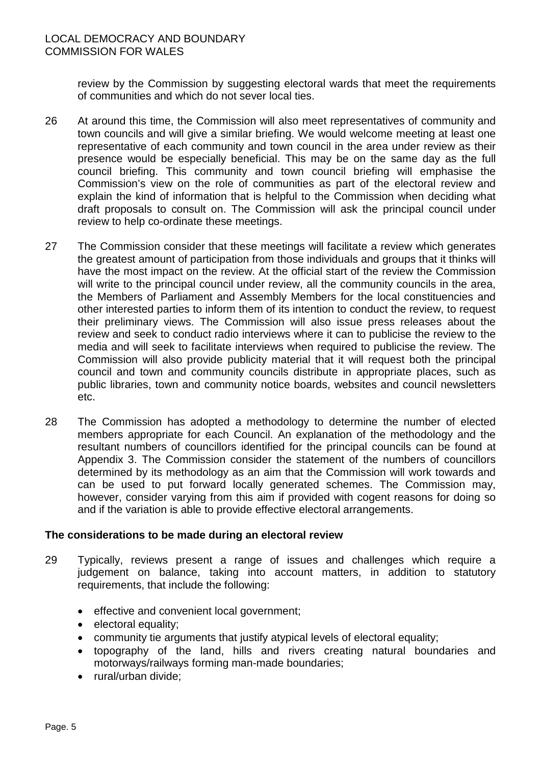review by the Commission by suggesting electoral wards that meet the requirements of communities and which do not sever local ties.

26 At around this time, the Commission will also meet representatives of community and town councils and will give a similar briefing. We would welcome meeting at least one representative of each community and town council in the area under review as their presence would be especially beneficial. This may be on the same day as the full council briefing. This community and town council briefing will emphasise the Commission's view on the role of communities as part of the electoral review and explain the kind of information that is helpful to the Commission when deciding what draft proposals to consult on. The Commission will ask the principal council under review to help co-ordinate these meetings.

27 The Commission consider that these meetings will facilitate a review which generates the greatest amount of participation from those individuals and groups that it thinks will have the most impact on the review. At the official start of the review the Commission will write to the principal council under review, all the community councils in the area, the Members of Parliament and Assembly Members for the local constituencies and other interested parties to inform them of its intention to conduct the review, to request their preliminary views. The Commission will also issue press releases about the review and seek to conduct radio interviews where it can to publicise the review to the media and will seek to facilitate interviews when required to publicise the review. The Commission will also provide publicity material that it will request both the principal council and town and community councils distribute in appropriate places, such as public libraries, town and community notice boards, websites and council newsletters etc.

28 The Commission has adopted a methodology to determine the number of elected members appropriate for each Council. An explanation of the methodology and the resultant numbers of councillors identified for the principal councils can be found at Appendix 3. The Commission consider the statement of the numbers of councillors determined by its methodology as an aim that the Commission will work towards and can be used to put forward locally generated schemes. The Commission may, however, consider varying from this aim if provided with cogent reasons for doing so and if the variation is able to provide effective electoral arrangements.

**The considerations to be made during an electoral review**

29 Typically, reviews present a range of issues and challenges which require a judgement on balance, taking into account matters, in addition to statutory requirements, that include the following:

- effective and convenient local government;
- electoral equality;
- community tie arguments that justify atypical levels of electoral equality;
- topography of the land, hills and rivers creating natural boundaries and motorways/railways forming man-made boundaries;
- rural/urban divide;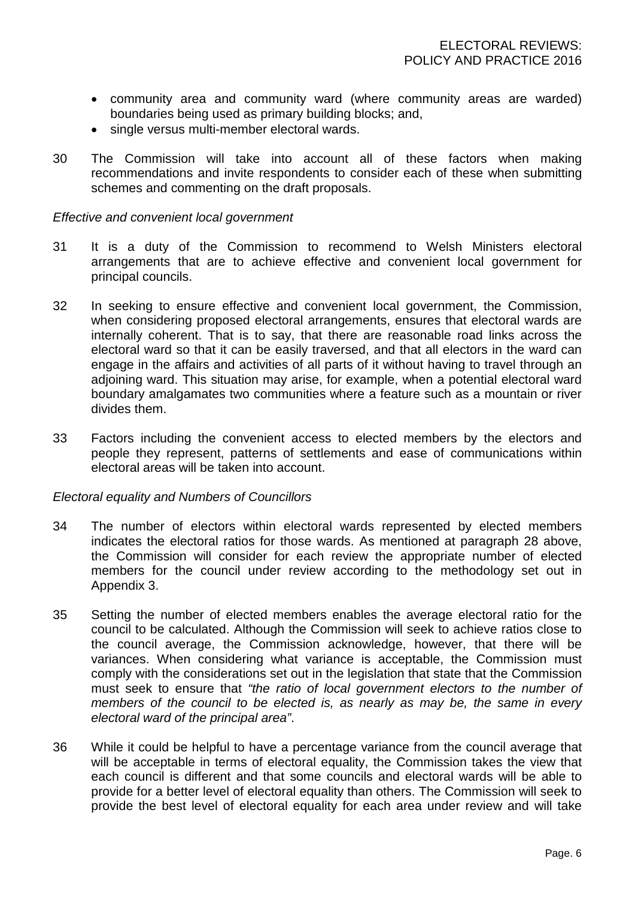- community area and community ward (where community areas are warded) boundaries being used as primary building blocks; and,
- single versus multi-member electoral wards.

30 The Commission will take into account all of these factors when making recommendations and invite respondents to consider each of these when submitting schemes and commenting on the draft proposals.

*Effective and convenient local government*

31 It is a duty of the Commission to recommend to Welsh Ministers electoral arrangements that are to achieve effective and convenient local government for principal councils.

32 In seeking to ensure effective and convenient local government, the Commission, when considering proposed electoral arrangements, ensures that electoral wards are internally coherent. That is to say, that there are reasonable road links across the electoral ward so that it can be easily traversed, and that all electors in the ward can engage in the affairs and activities of all parts of it without having to travel through an adjoining ward. This situation may arise, for example, when a potential electoral ward boundary amalgamates two communities where a feature such as a mountain or river divides them.

33 Factors including the convenient access to elected members by the electors and people they represent, patterns of settlements and ease of communications within electoral areas will be taken into account.

*Electoral equality and Numbers of Councillors*

34 The number of electors within electoral wards represented by elected members indicates the electoral ratios for those wards. As mentioned at paragraph 28 above, the Commission will consider for each review the appropriate number of elected members for the council under review according to the methodology set out in Appendix 3.

35 Setting the number of elected members enables the average electoral ratio for the council to be calculated. Although the Commission will seek to achieve ratios close to the council average, the Commission acknowledge, however, that there will be variances. When considering what variance is acceptable, the Commission must comply with the considerations set out in the legislation that state that the Commission must seek to ensure that *"the ratio of local government electors to the number of members of the council to be elected is, as nearly as may be, the same in every electoral ward of the principal area"*.

36 While it could be helpful to have a percentage variance from the council average that will be acceptable in terms of electoral equality, the Commission takes the view that each council is different and that some councils and electoral wards will be able to provide for a better level of electoral equality than others. The Commission will seek to provide the best level of electoral equality for each area under review and will take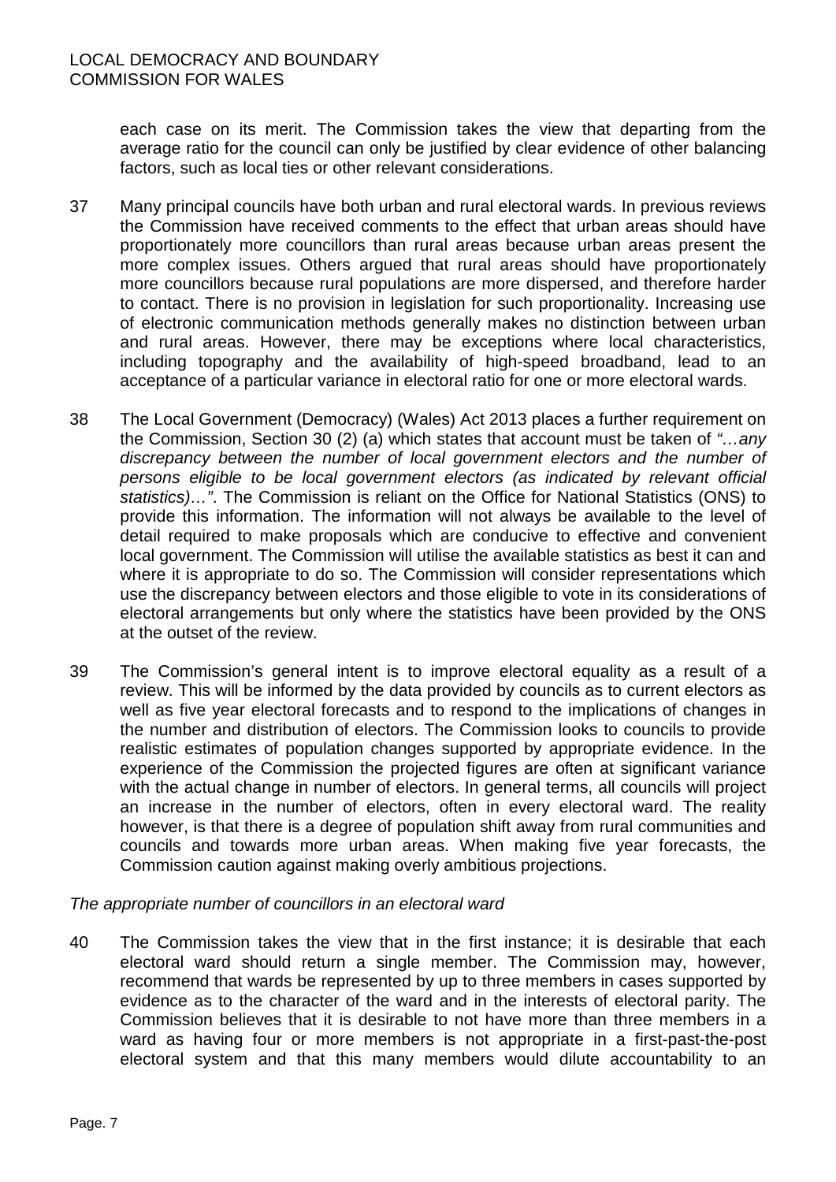each case on its merit. The Commission takes the view that departing from the average ratio for the council can only be justified by clear evidence of other balancing factors, such as local ties or other relevant considerations.

37 Many principal councils have both urban and rural electoral wards. In previous reviews the Commission have received comments to the effect that urban areas should have proportionately more councillors than rural areas because urban areas present the more complex issues. Others argued that rural areas should have proportionately more councillors because rural populations are more dispersed, and therefore harder to contact. There is no provision in legislation for such proportionality. Increasing use of electronic communication methods generally makes no distinction between urban and rural areas. However, there may be exceptions where local characteristics, including topography and the availability of high-speed broadband, lead to an acceptance of a particular variance in electoral ratio for one or more electoral wards.

38 The Local Government (Democracy) (Wales) Act 2013 places a further requirement on the Commission, Section 30 (2) (a) which states that account must be taken of *"…any discrepancy between the number of local government electors and the number of persons eligible to be local government electors (as indicated by relevant official statistics)…"*. The Commission is reliant on the Office for National Statistics (ONS) to provide this information. The information will not always be available to the level of detail required to make proposals which are conducive to effective and convenient local government. The Commission will utilise the available statistics as best it can and where it is appropriate to do so. The Commission will consider representations which use the discrepancy between electors and those eligible to vote in its considerations of electoral arrangements but only where the statistics have been provided by the ONS at the outset of the review.

39 The Commission's general intent is to improve electoral equality as a result of a review. This will be informed by the data provided by councils as to current electors as well as five year electoral forecasts and to respond to the implications of changes in the number and distribution of electors. The Commission looks to councils to provide realistic estimates of population changes supported by appropriate evidence. In the experience of the Commission the projected figures are often at significant variance with the actual change in number of electors. In general terms, all councils will project an increase in the number of electors, often in every electoral ward. The reality however, is that there is a degree of population shift away from rural communities and councils and towards more urban areas. When making five year forecasts, the Commission caution against making overly ambitious projections.

*The appropriate number of councillors in an electoral ward*

40 The Commission takes the view that in the first instance; it is desirable that each electoral ward should return a single member. The Commission may, however, recommend that wards be represented by up to three members in cases supported by evidence as to the character of the ward and in the interests of electoral parity. The Commission believes that it is desirable to not have more than three members in a ward as having four or more members is not appropriate in a first-past-the-post electoral system and that this many members would dilute accountability to an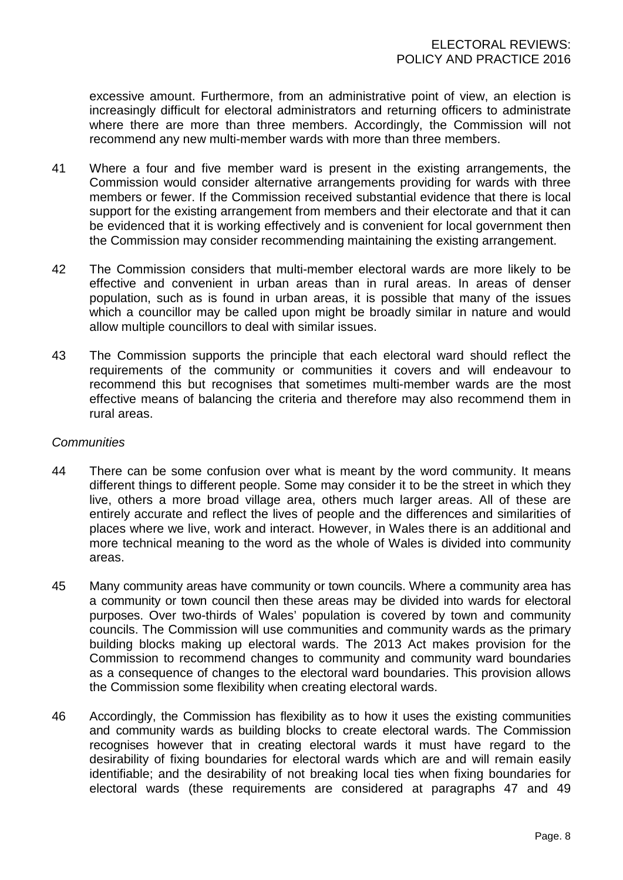excessive amount. Furthermore, from an administrative point of view, an election is increasingly difficult for electoral administrators and returning officers to administrate where there are more than three members. Accordingly, the Commission will not recommend any new multi-member wards with more than three members.

41 Where a four and five member ward is present in the existing arrangements, the Commission would consider alternative arrangements providing for wards with three members or fewer. If the Commission received substantial evidence that there is local support for the existing arrangement from members and their electorate and that it can be evidenced that it is working effectively and is convenient for local government then the Commission may consider recommending maintaining the existing arrangement.

42 The Commission considers that multi-member electoral wards are more likely to be effective and convenient in urban areas than in rural areas. In areas of denser population, such as is found in urban areas, it is possible that many of the issues which a councillor may be called upon might be broadly similar in nature and would allow multiple councillors to deal with similar issues.

43 The Commission supports the principle that each electoral ward should reflect the requirements of the community or communities it covers and will endeavour to recommend this but recognises that sometimes multi-member wards are the most effective means of balancing the criteria and therefore may also recommend them in rural areas.

*Communities*

44 There can be some confusion over what is meant by the word community. It means different things to different people. Some may consider it to be the street in which they live, others a more broad village area, others much larger areas. All of these are entirely accurate and reflect the lives of people and the differences and similarities of places where we live, work and interact. However, in Wales there is an additional and more technical meaning to the word as the whole of Wales is divided into community areas.

45 Many community areas have community or town councils. Where a community area has a community or town council then these areas may be divided into wards for electoral purposes. Over two-thirds of Wales' population is covered by town and community councils. The Commission will use communities and community wards as the primary building blocks making up electoral wards. The 2013 Act makes provision for the Commission to recommend changes to community and community ward boundaries as a consequence of changes to the electoral ward boundaries. This provision allows the Commission some flexibility when creating electoral wards.

46 Accordingly, the Commission has flexibility as to how it uses the existing communities and community wards as building blocks to create electoral wards. The Commission recognises however that in creating electoral wards it must have regard to the desirability of fixing boundaries for electoral wards which are and will remain easily identifiable; and the desirability of not breaking local ties when fixing boundaries for electoral wards (these requirements are considered at paragraphs 47 and 49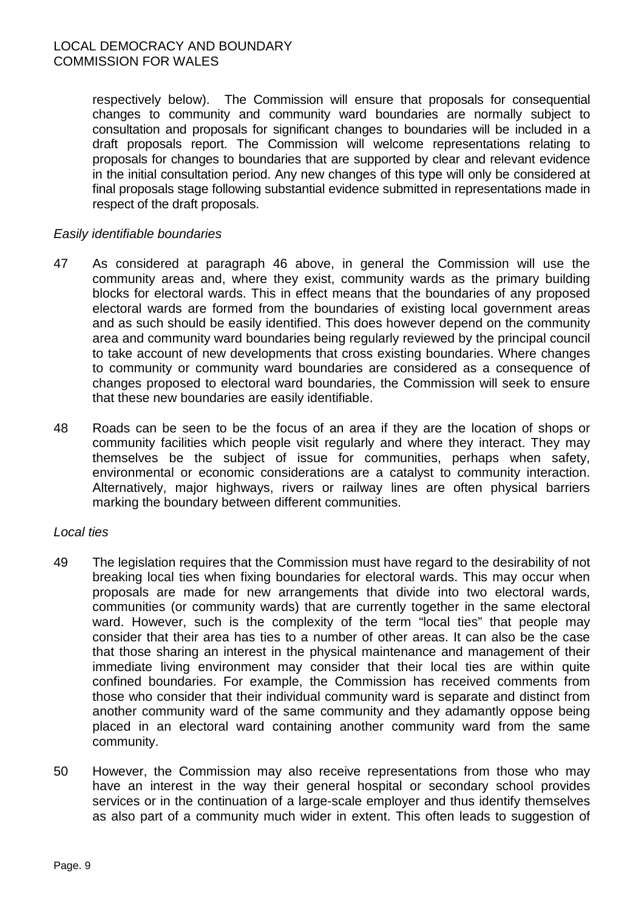respectively below). The Commission will ensure that proposals for consequential changes to community and community ward boundaries are normally subject to consultation and proposals for significant changes to boundaries will be included in a draft proposals report. The Commission will welcome representations relating to proposals for changes to boundaries that are supported by clear and relevant evidence in the initial consultation period. Any new changes of this type will only be considered at final proposals stage following substantial evidence submitted in representations made in respect of the draft proposals.

*Easily identifiable boundaries*

47 As considered at paragraph 46 above, in general the Commission will use the community areas and, where they exist, community wards as the primary building blocks for electoral wards. This in effect means that the boundaries of any proposed electoral wards are formed from the boundaries of existing local government areas and as such should be easily identified. This does however depend on the community area and community ward boundaries being regularly reviewed by the principal council to take account of new developments that cross existing boundaries. Where changes to community or community ward boundaries are considered as a consequence of changes proposed to electoral ward boundaries, the Commission will seek to ensure that these new boundaries are easily identifiable.

48 Roads can be seen to be the focus of an area if they are the location of shops or community facilities which people visit regularly and where they interact. They may themselves be the subject of issue for communities, perhaps when safety, environmental or economic considerations are a catalyst to community interaction. Alternatively, major highways, rivers or railway lines are often physical barriers marking the boundary between different communities.

*Local ties*

49 The legislation requires that the Commission must have regard to the desirability of not breaking local ties when fixing boundaries for electoral wards. This may occur when proposals are made for new arrangements that divide into two electoral wards, communities (or community wards) that are currently together in the same electoral ward. However, such is the complexity of the term "local ties" that people may consider that their area has ties to a number of other areas. It can also be the case that those sharing an interest in the physical maintenance and management of their immediate living environment may consider that their local ties are within quite confined boundaries. For example, the Commission has received comments from those who consider that their individual community ward is separate and distinct from another community ward of the same community and they adamantly oppose being placed in an electoral ward containing another community ward from the same community.

50 However, the Commission may also receive representations from those who may have an interest in the way their general hospital or secondary school provides services or in the continuation of a large-scale employer and thus identify themselves as also part of a community much wider in extent. This often leads to suggestion of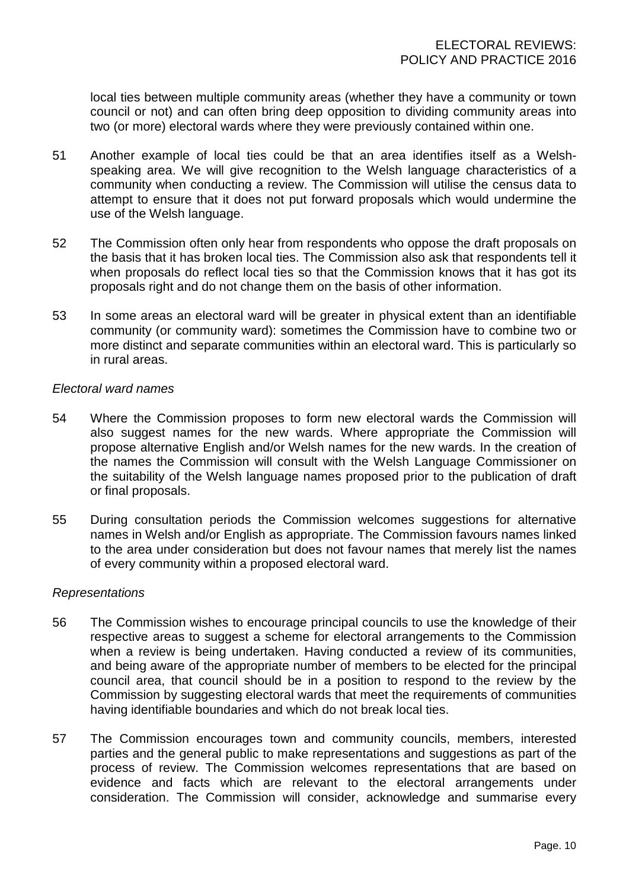local ties between multiple community areas (whether they have a community or town council or not) and can often bring deep opposition to dividing community areas into two (or more) electoral wards where they were previously contained within one.

51 Another example of local ties could be that an area identifies itself as a Welsh-speaking area. We will give recognition to the Welsh language characteristics of a community when conducting a review. The Commission will utilise the census data to attempt to ensure that it does not put forward proposals which would undermine the use of the Welsh language.

52 The Commission often only hear from respondents who oppose the draft proposals on the basis that it has broken local ties. The Commission also ask that respondents tell it when proposals do reflect local ties so that the Commission knows that it has got its proposals right and do not change them on the basis of other information.

53 In some areas an electoral ward will be greater in physical extent than an identifiable community (or community ward): sometimes the Commission have to combine two or more distinct and separate communities within an electoral ward. This is particularly so in rural areas.

*Electoral ward names*

54 Where the Commission proposes to form new electoral wards the Commission will also suggest names for the new wards. Where appropriate the Commission will propose alternative English and/or Welsh names for the new wards. In the creation of the names the Commission will consult with the Welsh Language Commissioner on the suitability of the Welsh language names proposed prior to the publication of draft or final proposals.

55 During consultation periods the Commission welcomes suggestions for alternative names in Welsh and/or English as appropriate. The Commission favours names linked to the area under consideration but does not favour names that merely list the names of every community within a proposed electoral ward.

*Representations*

56 The Commission wishes to encourage principal councils to use the knowledge of their respective areas to suggest a scheme for electoral arrangements to the Commission when a review is being undertaken. Having conducted a review of its communities, and being aware of the appropriate number of members to be elected for the principal council area, that council should be in a position to respond to the review by the Commission by suggesting electoral wards that meet the requirements of communities having identifiable boundaries and which do not break local ties.

57 The Commission encourages town and community councils, members, interested parties and the general public to make representations and suggestions as part of the process of review. The Commission welcomes representations that are based on evidence and facts which are relevant to the electoral arrangements under consideration. The Commission will consider, acknowledge and summarise every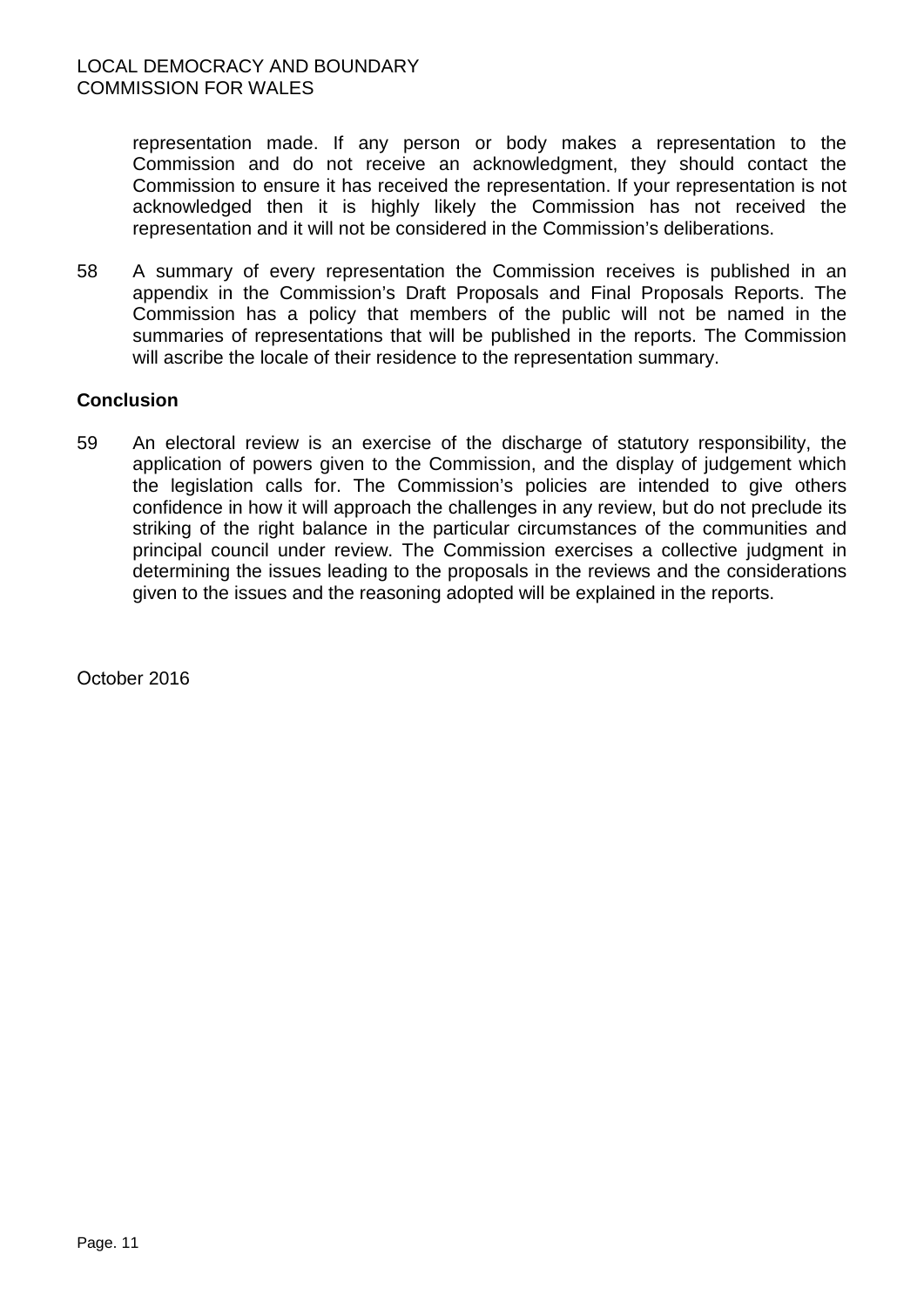representation made. If any person or body makes a representation to the Commission and do not receive an acknowledgment, they should contact the Commission to ensure it has received the representation. If your representation is not acknowledged then it is highly likely the Commission has not received the representation and it will not be considered in the Commission's deliberations.

58 A summary of every representation the Commission receives is published in an appendix in the Commission's Draft Proposals and Final Proposals Reports. The Commission has a policy that members of the public will not be named in the summaries of representations that will be published in the reports. The Commission will ascribe the locale of their residence to the representation summary.

**Conclusion**

59 An electoral review is an exercise of the discharge of statutory responsibility, the application of powers given to the Commission, and the display of judgement which the legislation calls for. The Commission's policies are intended to give others confidence in how it will approach the challenges in any review, but do not preclude its striking of the right balance in the particular circumstances of the communities and principal council under review. The Commission exercises a collective judgment in determining the issues leading to the proposals in the reviews and the considerations given to the issues and the reasoning adopted will be explained in the reports.

October 2016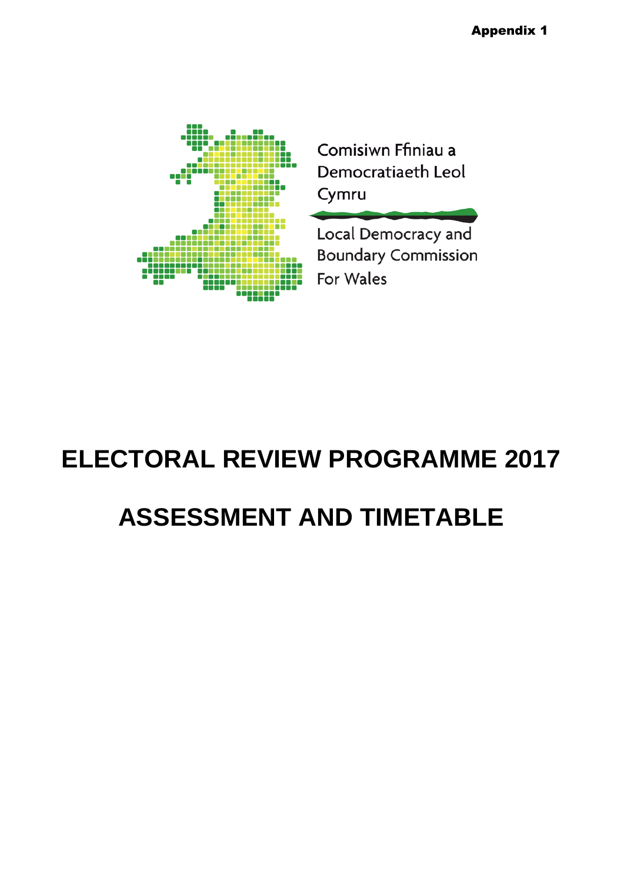**Appendix 1**

Comisiwn Ffiniau a Democratiaeth Leol Cymru

Local Democracy and Boundary Commission For Wales

# ELECTORAL REVIEW PROGRAMME 2017

# ASSESSMENT AND TIMETABLE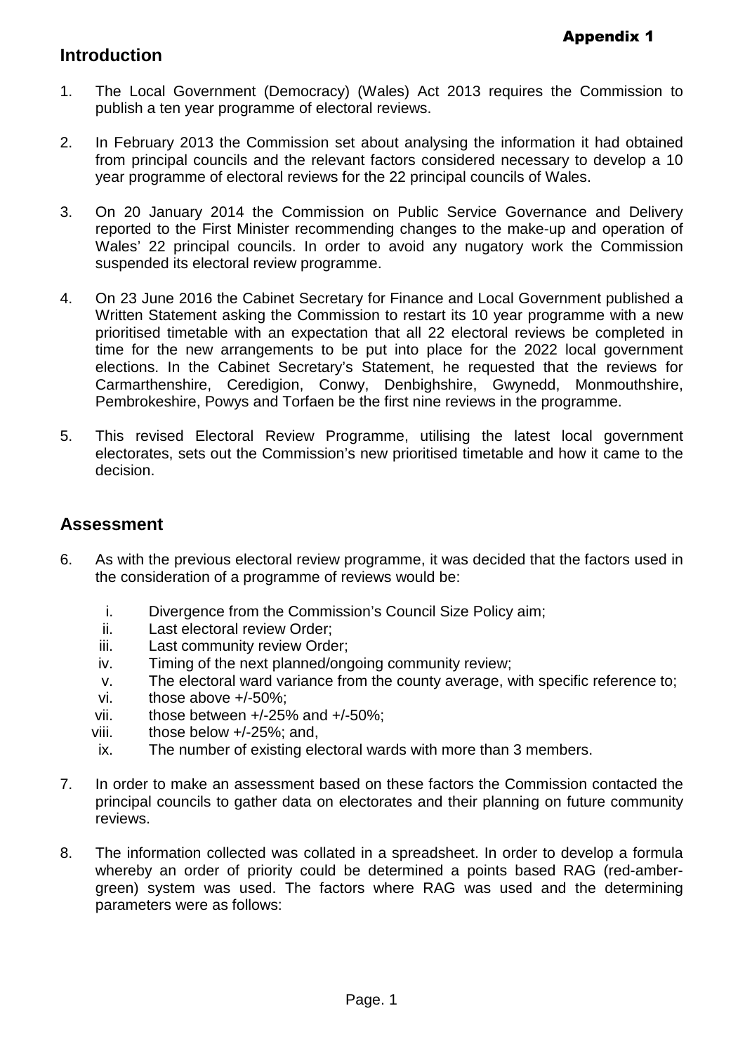**Appendix 1**

## Introduction

1. The Local Government (Democracy) (Wales) Act 2013 requires the Commission to publish a ten year programme of electoral reviews.

2. In February 2013 the Commission set about analysing the information it had obtained from principal councils and the relevant factors considered necessary to develop a 10 year programme of electoral reviews for the 22 principal councils of Wales.

3. On 20 January 2014 the Commission on Public Service Governance and Delivery reported to the First Minister recommending changes to the make-up and operation of Wales' 22 principal councils. In order to avoid any nugatory work the Commission suspended its electoral review programme.

4. On 23 June 2016 the Cabinet Secretary for Finance and Local Government published a Written Statement asking the Commission to restart its 10 year programme with a new prioritised timetable with an expectation that all 22 electoral reviews be completed in time for the new arrangements to be put into place for the 2022 local government elections. In the Cabinet Secretary's Statement, he requested that the reviews for Carmarthenshire, Ceredigion, Conwy, Denbighshire, Gwynedd, Monmouthshire, Pembrokeshire, Powys and Torfaen be the first nine reviews in the programme.

5. This revised Electoral Review Programme, utilising the latest local government electorates, sets out the Commission's new prioritised timetable and how it came to the decision.

## Assessment

6. As with the previous electoral review programme, it was decided that the factors used in the consideration of a programme of reviews would be:

   i. Divergence from the Commission's Council Size Policy aim;
   ii. Last electoral review Order;
   iii. Last community review Order;
   iv. Timing of the next planned/ongoing community review;
   v. The electoral ward variance from the county average, with specific reference to;
   vi. those above +/-50%;
   vii. those between +/-25% and +/-50%;
   viii. those below +/-25%; and,
   ix. The number of existing electoral wards with more than 3 members.

7. In order to make an assessment based on these factors the Commission contacted the principal councils to gather data on electorates and their planning on future community reviews.

8. The information collected was collated in a spreadsheet. In order to develop a formula whereby an order of priority could be determined a points based RAG (red-amber-green) system was used. The factors where RAG was used and the determining parameters were as follows: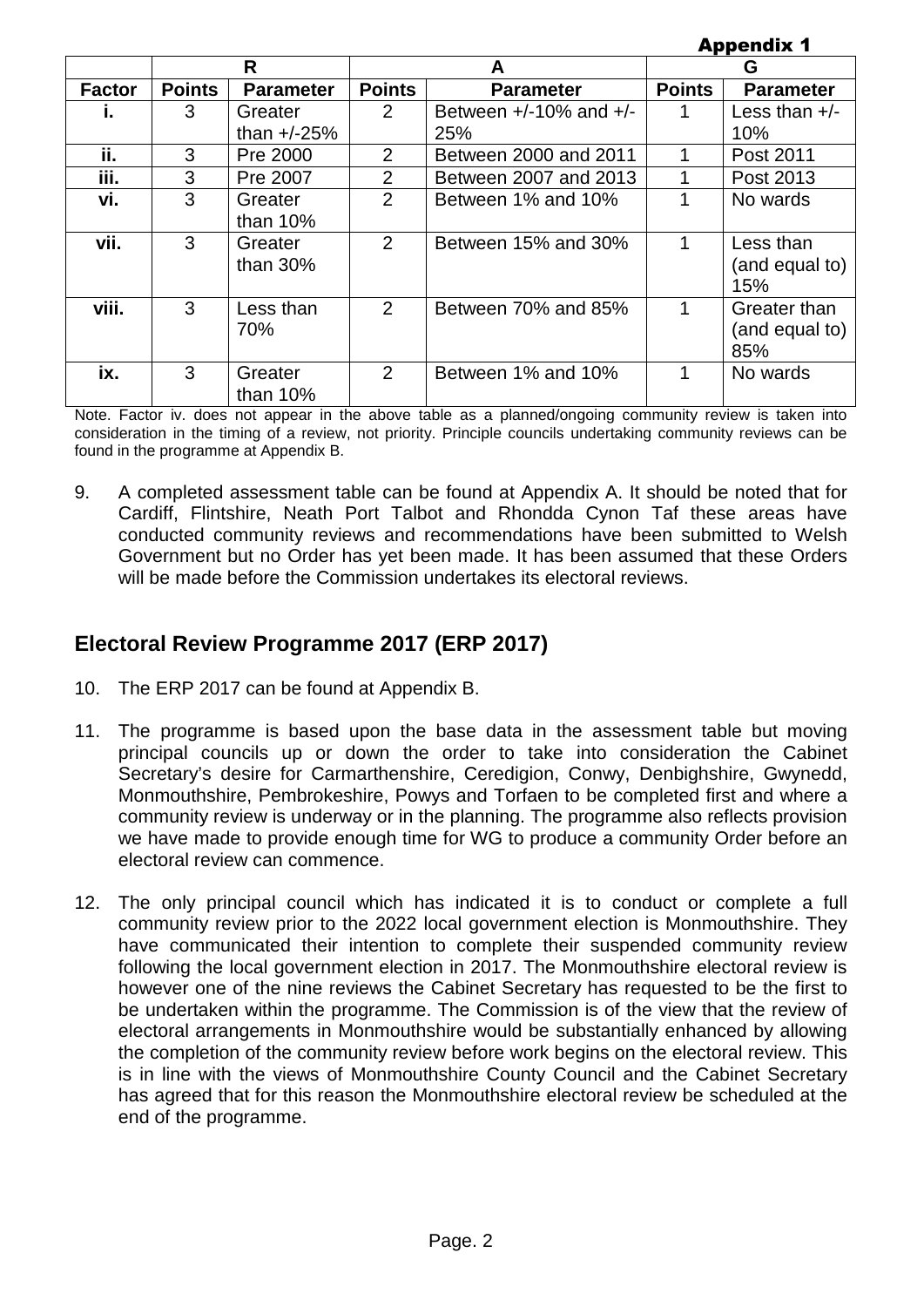**Appendix 1**

| | R | | A | | G | |
|---|---|---|---|---|---|---|
| **Factor** | **Points** | **Parameter** | **Points** | **Parameter** | **Points** | **Parameter** |
| **i.** | 3 | Greater than +/-25% | 2 | Between +/-10% and +/-25% | 1 | Less than +/-10% |
| **ii.** | 3 | Pre 2000 | 2 | Between 2000 and 2011 | 1 | Post 2011 |
| **iii.** | 3 | Pre 2007 | 2 | Between 2007 and 2013 | 1 | Post 2013 |
| **vi.** | 3 | Greater than 10% | 2 | Between 1% and 10% | 1 | No wards |
| **vii.** | 3 | Greater than 30% | 2 | Between 15% and 30% | 1 | Less than (and equal to) 15% |
| **viii.** | 3 | Less than 70% | 2 | Between 70% and 85% | 1 | Greater than (and equal to) 85% |
| **ix.** | 3 | Greater than 10% | 2 | Between 1% and 10% | 1 | No wards |

Note. Factor iv. does not appear in the above table as a planned/ongoing community review is taken into consideration in the timing of a review, not priority. Principle councils undertaking community reviews can be found in the programme at Appendix B.

9. A completed assessment table can be found at Appendix A. It should be noted that for Cardiff, Flintshire, Neath Port Talbot and Rhondda Cynon Taf these areas have conducted community reviews and recommendations have been submitted to Welsh Government but no Order has yet been made. It has been assumed that these Orders will be made before the Commission undertakes its electoral reviews.

## Electoral Review Programme 2017 (ERP 2017)

10. The ERP 2017 can be found at Appendix B.

11. The programme is based upon the base data in the assessment table but moving principal councils up or down the order to take into consideration the Cabinet Secretary's desire for Carmarthenshire, Ceredigion, Conwy, Denbighshire, Gwynedd, Monmouthshire, Pembrokeshire, Powys and Torfaen to be completed first and where a community review is underway or in the planning. The programme also reflects provision we have made to provide enough time for WG to produce a community Order before an electoral review can commence.

12. The only principal council which has indicated it is to conduct or complete a full community review prior to the 2022 local government election is Monmouthshire. They have communicated their intention to complete their suspended community review following the local government election in 2017. The Monmouthshire electoral review is however one of the nine reviews the Cabinet Secretary has requested to be the first to be undertaken within the programme. The Commission is of the view that the review of electoral arrangements in Monmouthshire would be substantially enhanced by allowing the completion of the community review before work begins on the electoral review. This is in line with the views of Monmouthshire County Council and the Cabinet Secretary has agreed that for this reason the Monmouthshire electoral review be scheduled at the end of the programme.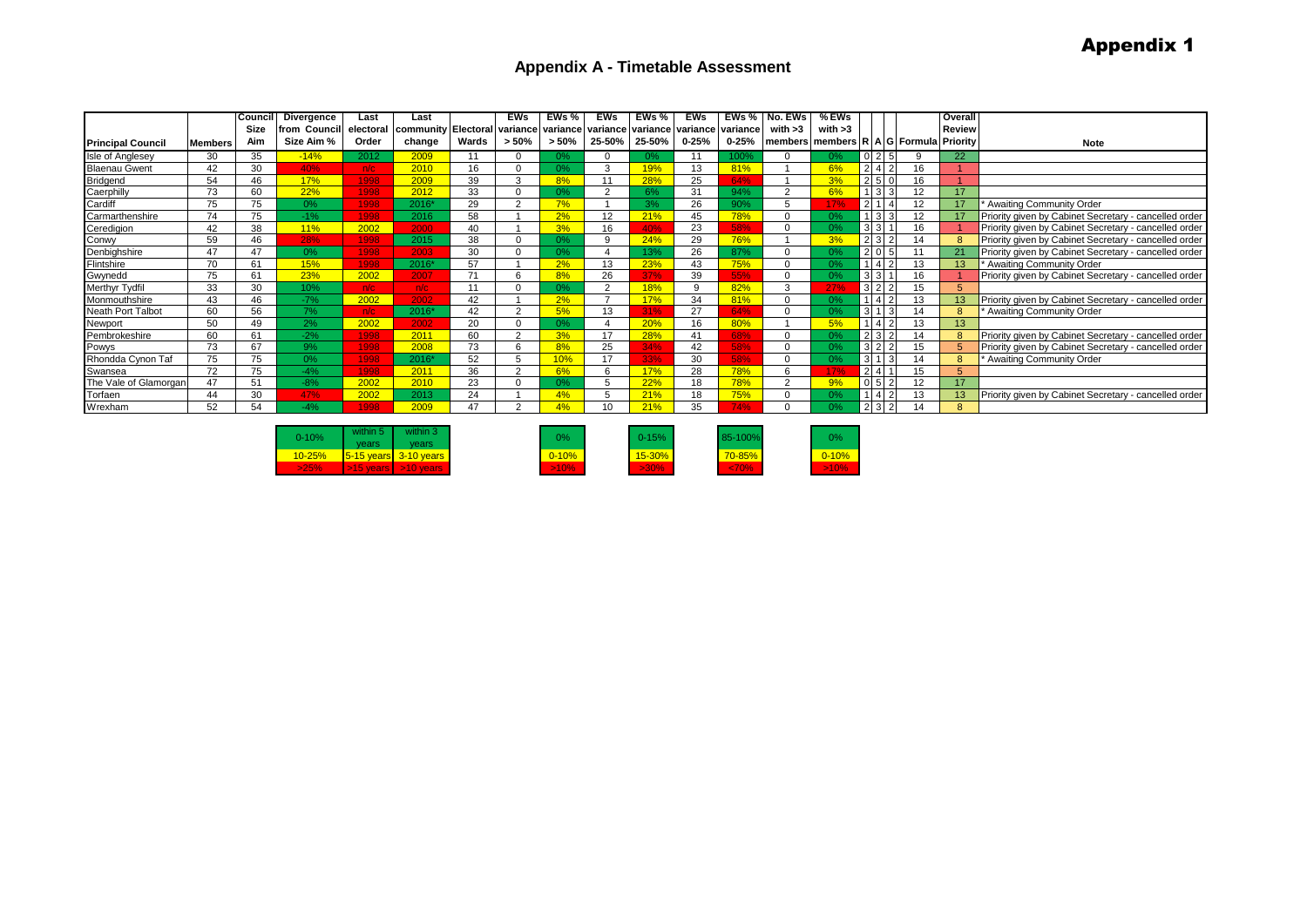# Appendix 1

## Appendix A - Timetable Assessment

| Principal Council | Members | Council Size Aim | Divergence from Council Size Aim % | Last electoral Order | Last community change | Electoral Wards | EWs variance > 50% | EWs % variance > 50% | EWs variance 25-50% | EWs % variance 25-50% | EWs variance 0-25% | EWs % variance 0-25% | No. EWs with >3 members | % EWs with >3 members | R | A | G | Formula | Overall Review Priority | Note |
|---|---|---|---|---|---|---|---|---|---|---|---|---|---|---|---|---|---|---|---|---|
| Isle of Anglesey | 30 | 35 | -14% | 2012 | 2009 | 11 | 0 | 0% | 0 | 0% | 11 | 100% | 0 | 0% | 0 | 2 | 5 | 9 | 22 | |
| Blaenau Gwent | 42 | 30 | 40% | n/c | 2010 | 16 | 0 | 0% | 3 | 19% | 13 | 81% | 1 | 6% | 2 | 4 | 2 | 16 | 1 | |
| Bridgend | 54 | 46 | 17% | 1998 | 2009 | 39 | 3 | 8% | 11 | 28% | 25 | 64% | 1 | 3% | 2 | 5 | 0 | 16 | 1 | |
| Caerphilly | 73 | 60 | 22% | 1998 | 2012 | 33 | 0 | 0% | 2 | 6% | 31 | 94% | 2 | 6% | 1 | 3 | 3 | 12 | 17 | |
| Cardiff | 75 | 75 | 0% | 1998 | 2016* | 29 | 2 | 7% | 1 | 3% | 26 | 90% | 5 | 17% | 2 | 1 | 4 | 12 | 17 | * Awaiting Community Order |
| Carmarthenshire | 74 | 75 | -1% | 1998 | 2016 | 58 | 1 | 2% | 12 | 21% | 45 | 78% | 0 | 0% | 1 | 3 | 3 | 12 | 17 | Priority given by Cabinet Secretary - cancelled order |
| Ceredigion | 42 | 38 | 11% | 2002 | 2000 | 40 | 1 | 3% | 16 | 40% | 23 | 58% | 0 | 0% | 3 | 3 | 1 | 16 | 1 | Priority given by Cabinet Secretary - cancelled order |
| Conwy | 59 | 46 | 28% | 1998 | 2015 | 38 | 0 | 0% | 9 | 24% | 29 | 76% | 1 | 3% | 2 | 3 | 2 | 14 | 8 | Priority given by Cabinet Secretary - cancelled order |
| Denbighshire | 47 | 47 | 0% | 1998 | 2003 | 30 | 0 | 0% | 4 | 13% | 26 | 87% | 0 | 0% | 2 | 0 | 5 | 11 | 21 | Priority given by Cabinet Secretary - cancelled order |
| Flintshire | 70 | 61 | 15% | 1998 | 2016* | 57 | 1 | 2% | 13 | 23% | 43 | 75% | 0 | 0% | 1 | 4 | 2 | 13 | 13 | * Awaiting Community Order |
| Gwynedd | 75 | 61 | 23% | 2002 | 2007 | 71 | 6 | 8% | 26 | 37% | 39 | 55% | 0 | 0% | 3 | 3 | 1 | 16 | 1 | Priority given by Cabinet Secretary - cancelled order |
| Merthyr Tydfil | 33 | 30 | 10% | n/c | n/c | 11 | 0 | 0% | 2 | 18% | 9 | 82% | 3 | 27% | 3 | 2 | 2 | 15 | 5 | |
| Monmouthshire | 43 | 46 | -7% | 2002 | 2002 | 42 | 1 | 2% | 7 | 17% | 34 | 81% | 0 | 0% | 1 | 4 | 2 | 13 | 13 | Priority given by Cabinet Secretary - cancelled order |
| Neath Port Talbot | 60 | 56 | 7% | n/c | 2016* | 42 | 2 | 5% | 13 | 31% | 27 | 64% | 0 | 0% | 3 | 1 | 3 | 14 | 8 | * Awaiting Community Order |
| Newport | 50 | 49 | 2% | 2002 | 2002 | 20 | 0 | 0% | 4 | 20% | 16 | 80% | 1 | 5% | 1 | 4 | 2 | 13 | 13 | |
| Pembrokeshire | 60 | 61 | -2% | 1998 | 2011 | 60 | 2 | 3% | 17 | 28% | 41 | 68% | 0 | 0% | 2 | 3 | 2 | 14 | 8 | Priority given by Cabinet Secretary - cancelled order |
| Powys | 73 | 67 | 9% | 1998 | 2008 | 73 | 6 | 8% | 25 | 34% | 42 | 58% | 0 | 0% | 3 | 2 | 2 | 15 | 5 | Priority given by Cabinet Secretary - cancelled order |
| Rhondda Cynon Taf | 75 | 75 | 0% | 1998 | 2016* | 52 | 5 | 10% | 17 | 33% | 30 | 58% | 0 | 0% | 3 | 1 | 3 | 14 | 8 | * Awaiting Community Order |
| Swansea | 72 | 75 | -4% | 1998 | 2011 | 36 | 2 | 6% | 6 | 17% | 28 | 78% | 6 | 17% | 2 | 4 | 1 | 15 | 5 | |
| The Vale of Glamorgan | 47 | 51 | -8% | 2002 | 2010 | 23 | 0 | 0% | 5 | 22% | 18 | 78% | 2 | 9% | 0 | 5 | 2 | 12 | 17 | |
| Torfaen | 44 | 30 | 47% | 2002 | 2013 | 24 | 1 | 4% | 5 | 21% | 18 | 75% | 0 | 0% | 1 | 4 | 2 | 13 | 13 | Priority given by Cabinet Secretary - cancelled order |
| Wrexham | 52 | 54 | -4% | 1998 | 2009 | 47 | 2 | 4% | 10 | 21% | 35 | 74% | 0 | 0% | 2 | 3 | 2 | 14 | 8 | |

**Key:**

| Divergence | Last electoral Order | Last community change | EWs % variance > 50% | EWs % variance 25-50% | EWs % variance 0-25% | % EWs with >3 members |
|---|---|---|---|---|---|---|
| 0-10% | within 5 years | within 3 years | 0% | 0-15% | 85-100% | 0% |
| 10-25% | 5-15 years | 3-10 years | 0-10% | 15-30% | 70-85% | 0-10% |
| >25% | >15 years | >10 years | >10% | >30% | <70% | >10% |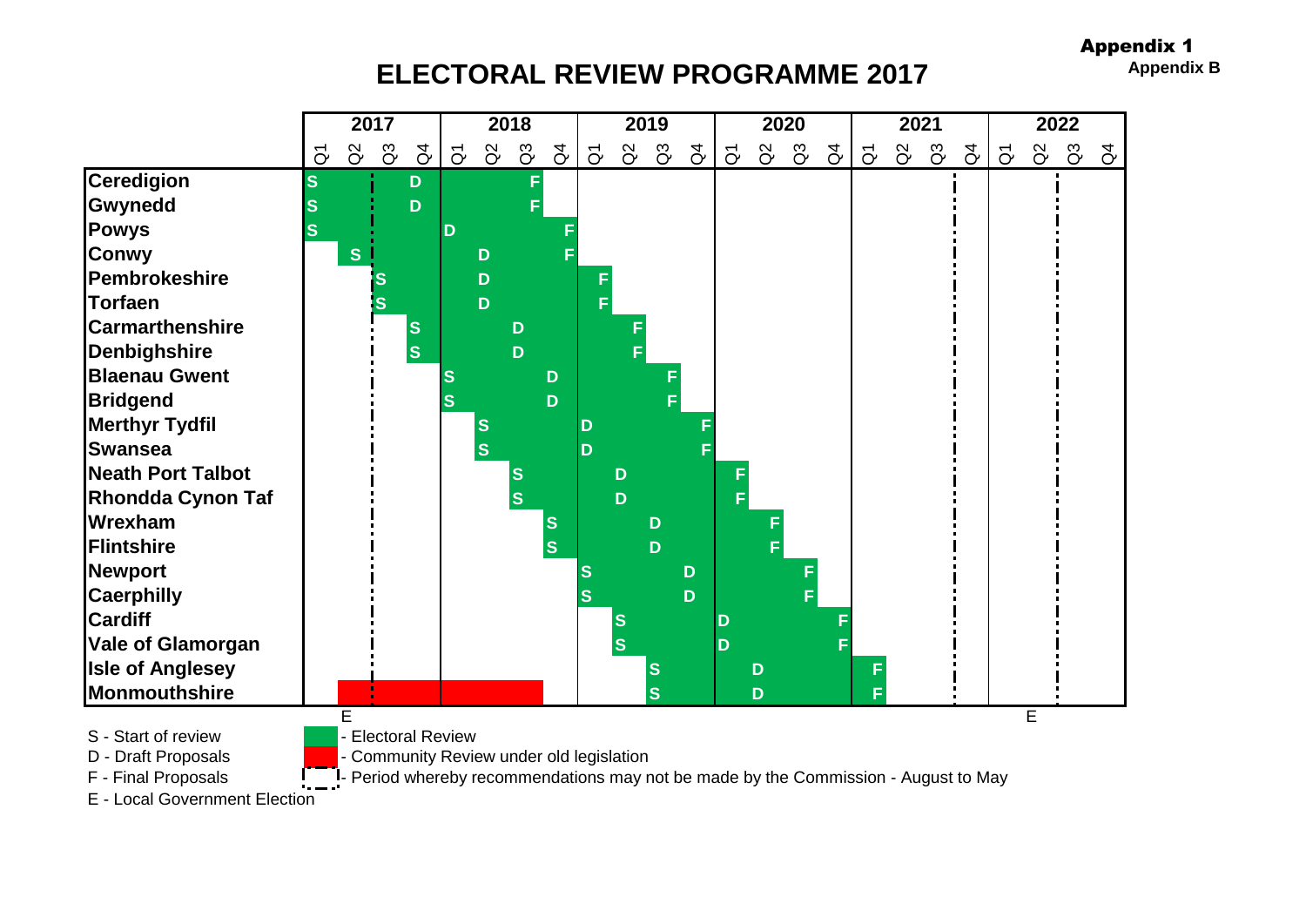**Appendix 1**
**Appendix B**

# ELECTORAL REVIEW PROGRAMME 2017

| | 2017 | | | | 2018 | | | | 2019 | | | | 2020 | | | | 2021 | | | | 2022 | | | |
|---|---|---|---|---|---|---|---|---|---|---|---|---|---|---|---|---|---|---|---|---|---|---|---|---|
| | Q1 | Q2 | Q3 | Q4 | Q1 | Q2 | Q3 | Q4 | Q1 | Q2 | Q3 | Q4 | Q1 | Q2 | Q3 | Q4 | Q1 | Q2 | Q3 | Q4 | Q1 | Q2 | Q3 | Q4 |
| **Ceredigion** | S | | | D | | | F | | | | | | | | | | | | | | | | | |
| **Gwynedd** | S | | | D | | | F | | | | | | | | | | | | | | | | | |
| **Powys** | S | | | | D | | | F | | | | | | | | | | | | | | | | |
| **Conwy** | | S | | | | D | | F | | | | | | | | | | | | | | | | |
| **Pembrokeshire** | | | S | | | D | | | F | | | | | | | | | | | | | | | |
| **Torfaen** | | | S | | | D | | | F | | | | | | | | | | | | | | | |
| **Carmarthenshire** | | | | S | | | D | | | F | | | | | | | | | | | | | | |
| **Denbighshire** | | | | S | | | D | | | F | | | | | | | | | | | | | | |
| **Blaenau Gwent** | | | | | S | | | D | | | F | | | | | | | | | | | | | |
| **Bridgend** | | | | | S | | | D | | | F | | | | | | | | | | | | | |
| **Merthyr Tydfil** | | | | | | S | | | D | | | F | | | | | | | | | | | | |
| **Swansea** | | | | | | S | | | D | | | F | | | | | | | | | | | | |
| **Neath Port Talbot** | | | | | | | S | | | D | | | F | | | | | | | | | | | |
| **Rhondda Cynon Taf** | | | | | | | S | | | D | | | F | | | | | | | | | | | |
| **Wrexham** | | | | | | | | S | | | D | | | F | | | | | | | | | | |
| **Flintshire** | | | | | | | | S | | | D | | | F | | | | | | | | | | |
| **Newport** | | | | | | | | | S | | | D | | | F | | | | | | | | | |
| **Caerphilly** | | | | | | | | | S | | | D | | | F | | | | | | | | | |
| **Cardiff** | | | | | | | | | | S | | | D | | | F | | | | | | | | |
| **Vale of Glamorgan** | | | | | | | | | | S | | | D | | | F | | | | | | | | |
| **Isle of Anglesey** | | | | | | | | | | | S | | | D | | | F | | | | | | | |
| **Monmouthshire** | | | | | | | | | | | S | | | D | | | F | | | | | | | |
| | | E | | | | | | | | | | | | | | | | | | | | E | | |

S - Start of review
D - Draft Proposals
F - Final Proposals
E - Local Government Election

- Electoral Review (green)
- Community Review under old legislation (red)
- Period whereby recommendations may not be made by the Commission - August to May (dashed line)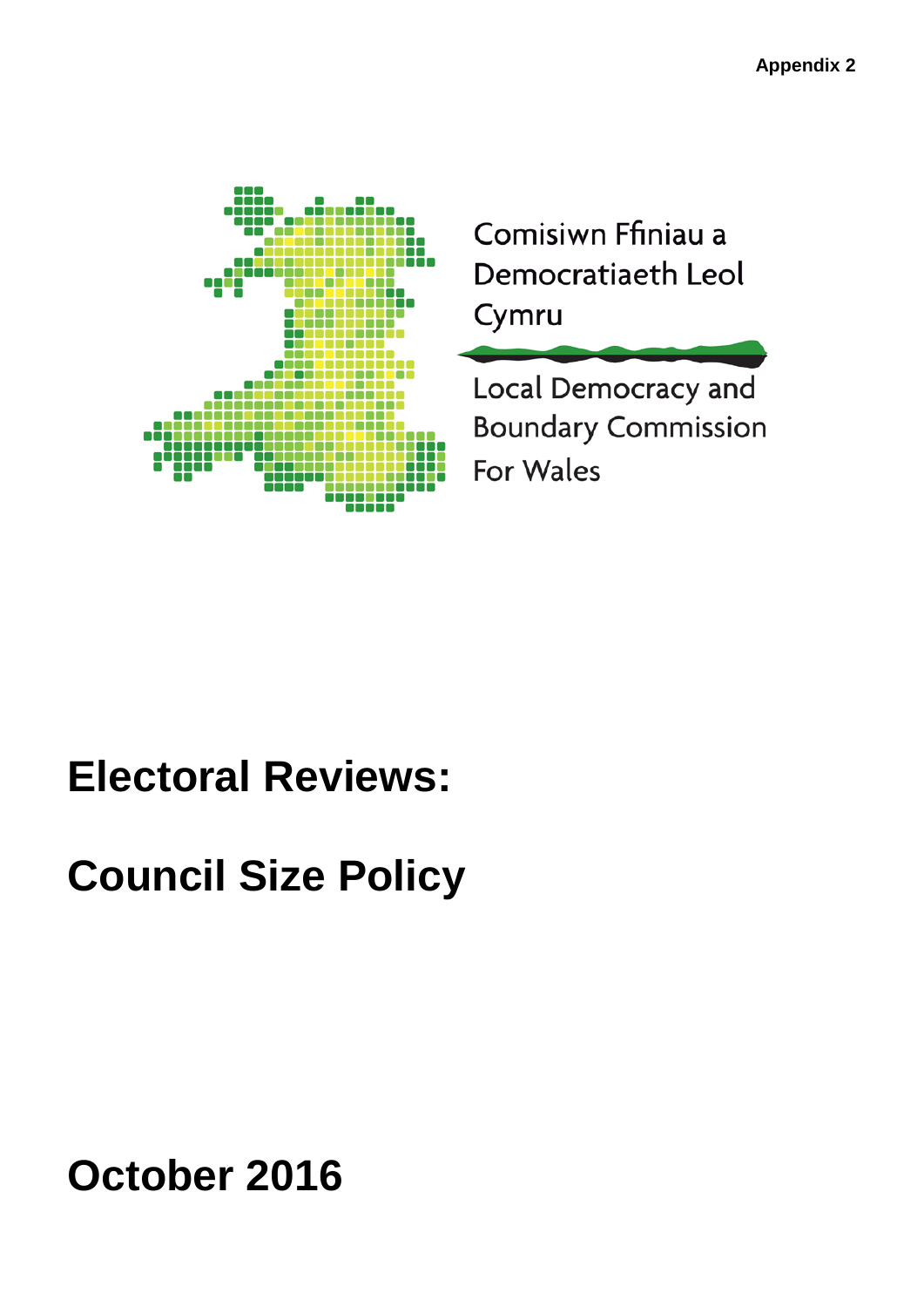Appendix 2

Comisiwn Ffiniau a Democratiaeth Leol Cymru

Local Democracy and Boundary Commission For Wales

# Electoral Reviews:

# Council Size Policy

# October 2016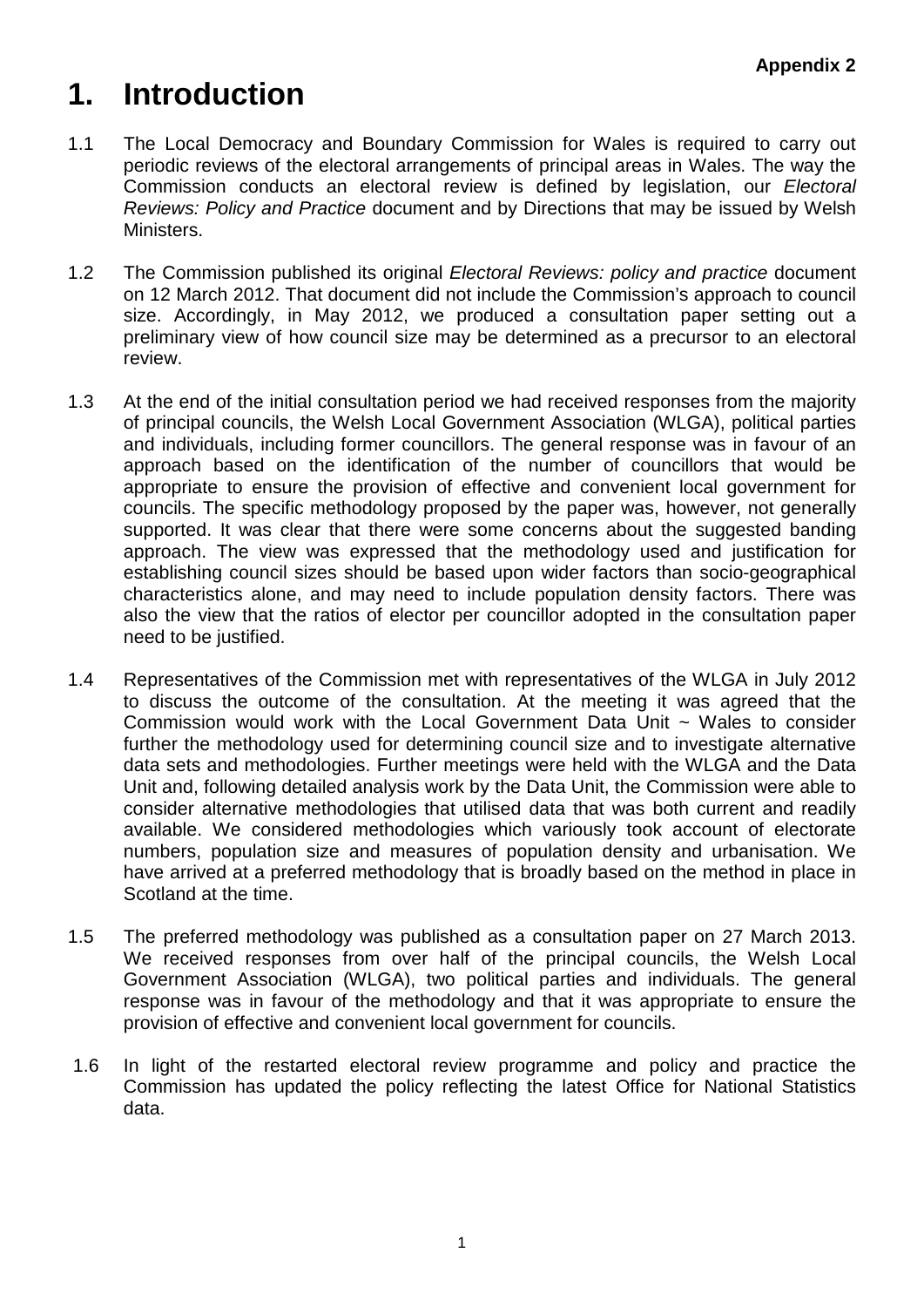**Appendix 2**

# 1. Introduction

1.1 The Local Democracy and Boundary Commission for Wales is required to carry out periodic reviews of the electoral arrangements of principal areas in Wales. The way the Commission conducts an electoral review is defined by legislation, our *Electoral Reviews: Policy and Practice* document and by Directions that may be issued by Welsh Ministers.

1.2 The Commission published its original *Electoral Reviews: policy and practice* document on 12 March 2012. That document did not include the Commission's approach to council size. Accordingly, in May 2012, we produced a consultation paper setting out a preliminary view of how council size may be determined as a precursor to an electoral review.

1.3 At the end of the initial consultation period we had received responses from the majority of principal councils, the Welsh Local Government Association (WLGA), political parties and individuals, including former councillors. The general response was in favour of an approach based on the identification of the number of councillors that would be appropriate to ensure the provision of effective and convenient local government for councils. The specific methodology proposed by the paper was, however, not generally supported. It was clear that there were some concerns about the suggested banding approach. The view was expressed that the methodology used and justification for establishing council sizes should be based upon wider factors than socio-geographical characteristics alone, and may need to include population density factors. There was also the view that the ratios of elector per councillor adopted in the consultation paper need to be justified.

1.4 Representatives of the Commission met with representatives of the WLGA in July 2012 to discuss the outcome of the consultation. At the meeting it was agreed that the Commission would work with the Local Government Data Unit ~ Wales to consider further the methodology used for determining council size and to investigate alternative data sets and methodologies. Further meetings were held with the WLGA and the Data Unit and, following detailed analysis work by the Data Unit, the Commission were able to consider alternative methodologies that utilised data that was both current and readily available. We considered methodologies which variously took account of electorate numbers, population size and measures of population density and urbanisation. We have arrived at a preferred methodology that is broadly based on the method in place in Scotland at the time.

1.5 The preferred methodology was published as a consultation paper on 27 March 2013. We received responses from over half of the principal councils, the Welsh Local Government Association (WLGA), two political parties and individuals. The general response was in favour of the methodology and that it was appropriate to ensure the provision of effective and convenient local government for councils.

1.6 In light of the restarted electoral review programme and policy and practice the Commission has updated the policy reflecting the latest Office for National Statistics data.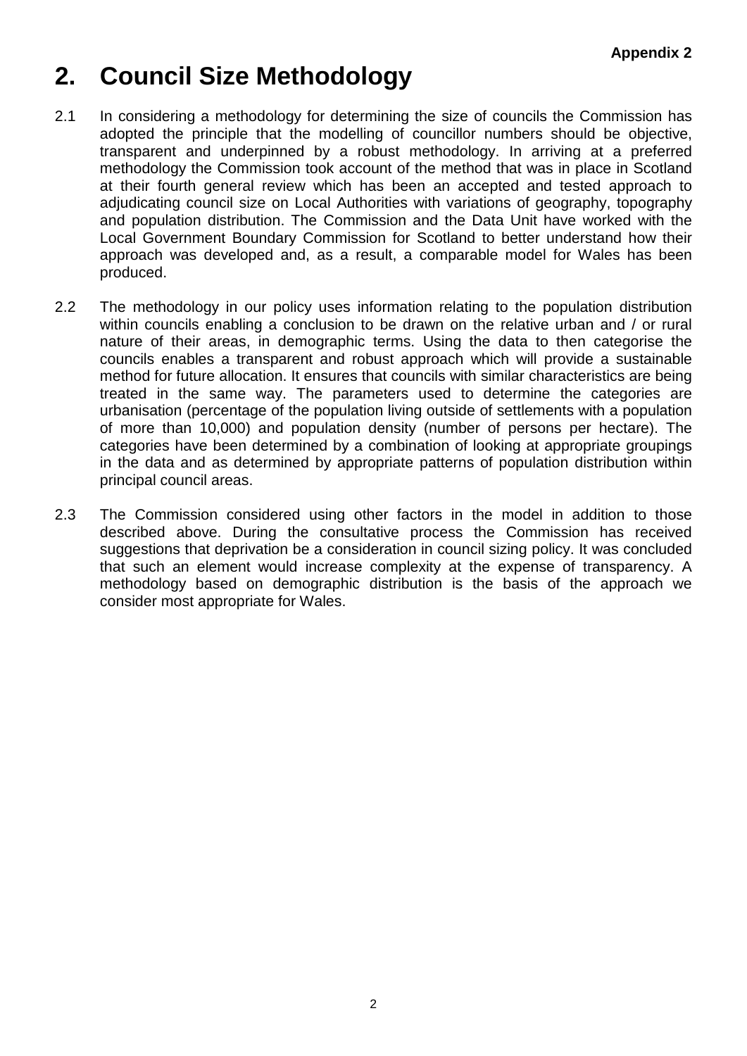**Appendix 2**

# 2. Council Size Methodology

2.1 In considering a methodology for determining the size of councils the Commission has adopted the principle that the modelling of councillor numbers should be objective, transparent and underpinned by a robust methodology. In arriving at a preferred methodology the Commission took account of the method that was in place in Scotland at their fourth general review which has been an accepted and tested approach to adjudicating council size on Local Authorities with variations of geography, topography and population distribution. The Commission and the Data Unit have worked with the Local Government Boundary Commission for Scotland to better understand how their approach was developed and, as a result, a comparable model for Wales has been produced.

2.2 The methodology in our policy uses information relating to the population distribution within councils enabling a conclusion to be drawn on the relative urban and / or rural nature of their areas, in demographic terms. Using the data to then categorise the councils enables a transparent and robust approach which will provide a sustainable method for future allocation. It ensures that councils with similar characteristics are being treated in the same way. The parameters used to determine the categories are urbanisation (percentage of the population living outside of settlements with a population of more than 10,000) and population density (number of persons per hectare). The categories have been determined by a combination of looking at appropriate groupings in the data and as determined by appropriate patterns of population distribution within principal council areas.

2.3 The Commission considered using other factors in the model in addition to those described above. During the consultative process the Commission has received suggestions that deprivation be a consideration in council sizing policy. It was concluded that such an element would increase complexity at the expense of transparency. A methodology based on demographic distribution is the basis of the approach we consider most appropriate for Wales.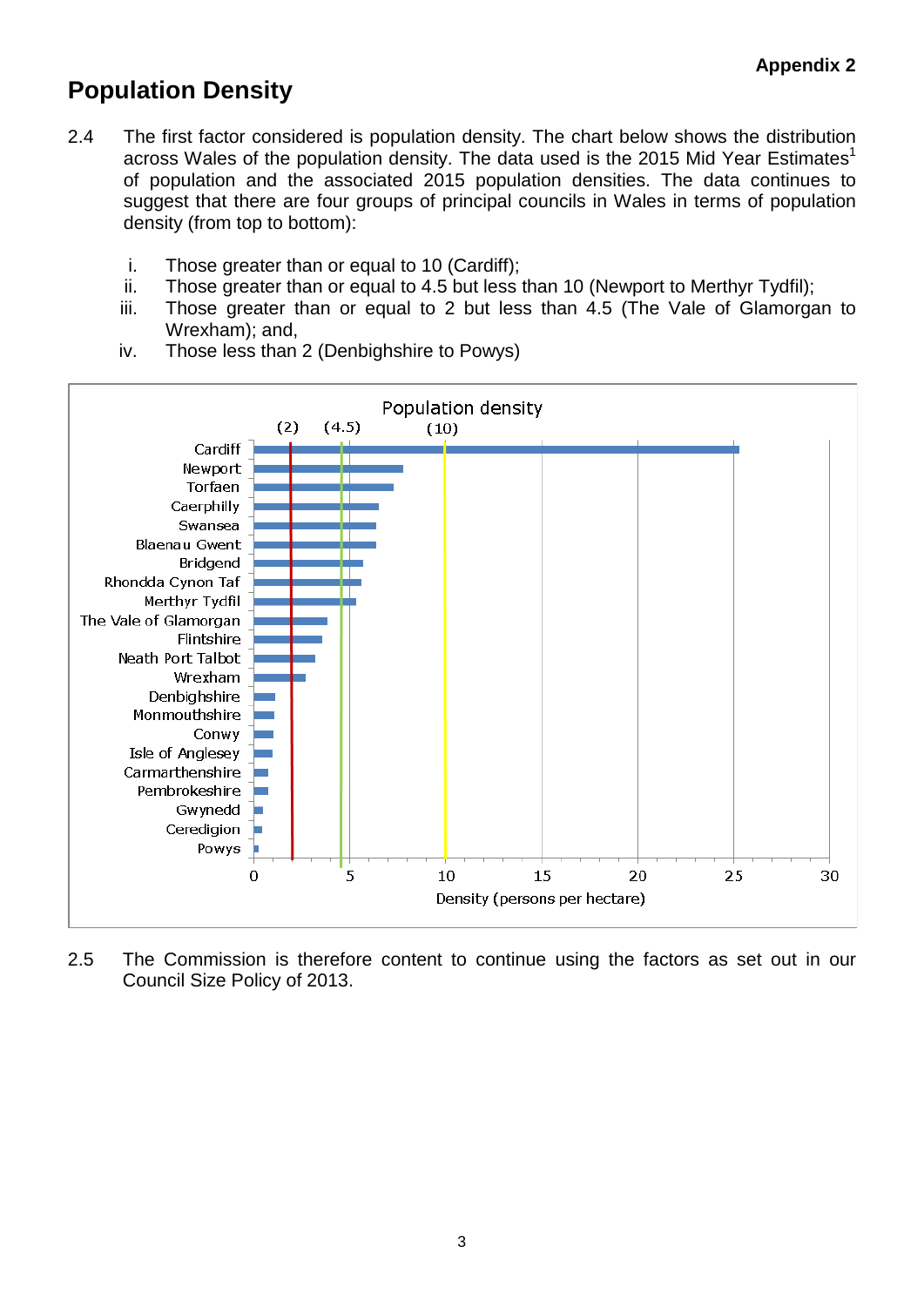**Appendix 2**

# Population Density

2.4 The first factor considered is population density. The chart below shows the distribution across Wales of the population density. The data used is the 2015 Mid Year Estimates[1] of population and the associated 2015 population densities. The data continues to suggest that there are four groups of principal councils in Wales in terms of population density (from top to bottom):

i. Those greater than or equal to 10 (Cardiff);
ii. Those greater than or equal to 4.5 but less than 10 (Newport to Merthyr Tydfil);
iii. Those greater than or equal to 2 but less than 4.5 (The Vale of Glamorgan to Wrexham); and,
iv. Those less than 2 (Denbighshire to Powys)

Population density

(2) (4.5) (10)

Cardiff
Newport
Torfaen
Caerphilly
Swansea
Blaenau Gwent
Bridgend
Rhondda Cynon Taf
Merthyr Tydfil
The Vale of Glamorgan
Flintshire
Neath Port Talbot
Wrexham
Denbighshire
Monmouthshire
Conwy
Isle of Anglesey
Carmarthenshire
Pembrokeshire
Gwynedd
Ceredigion
Powys

0 5 10 15 20 25 30

Density (persons per hectare)

2.5 The Commission is therefore content to continue using the factors as set out in our Council Size Policy of 2013.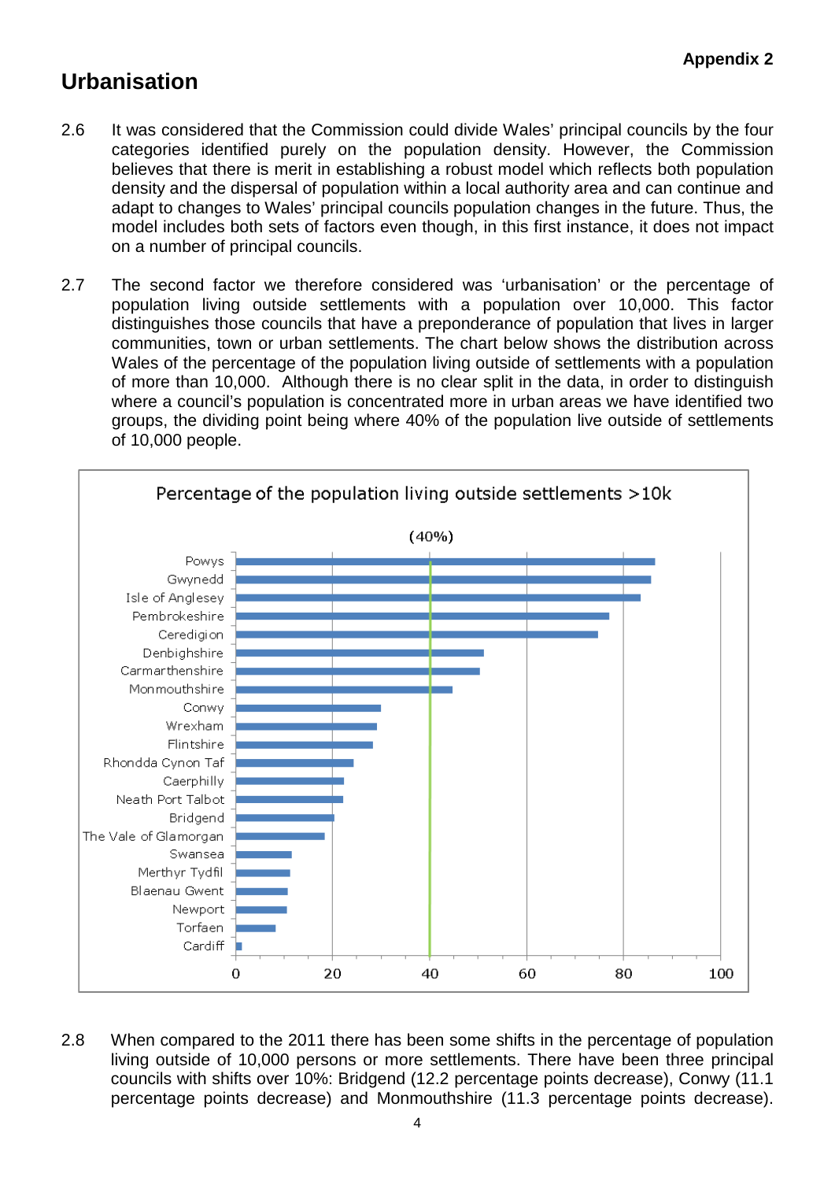Appendix 2

## Urbanisation

2.6 It was considered that the Commission could divide Wales' principal councils by the four categories identified purely on the population density. However, the Commission believes that there is merit in establishing a robust model which reflects both population density and the dispersal of population within a local authority area and can continue and adapt to changes to Wales' principal councils population changes in the future. Thus, the model includes both sets of factors even though, in this first instance, it does not impact on a number of principal councils.

2.7 The second factor we therefore considered was 'urbanisation' or the percentage of population living outside settlements with a population over 10,000. This factor distinguishes those councils that have a preponderance of population that lives in larger communities, town or urban settlements. The chart below shows the distribution across Wales of the percentage of the population living outside of settlements with a population of more than 10,000. Although there is no clear split in the data, in order to distinguish where a council's population is concentrated more in urban areas we have identified two groups, the dividing point being where 40% of the population live outside of settlements of 10,000 people.

Percentage of the population living outside settlements >10k

(40%)

Powys, Gwynedd, Isle of Anglesey, Pembrokeshire, Ceredigion, Denbighshire, Carmarthenshire, Monmouthshire, Conwy, Wrexham, Flintshire, Rhondda Cynon Taf, Caerphilly, Neath Port Talbot, Bridgend, The Vale of Glamorgan, Swansea, Merthyr Tydfil, Blaenau Gwent, Newport, Torfaen, Cardiff

0 20 40 60 80 100

2.8 When compared to the 2011 there has been some shifts in the percentage of population living outside of 10,000 persons or more settlements. There have been three principal councils with shifts over 10%: Bridgend (12.2 percentage points decrease), Conwy (11.1 percentage points decrease) and Monmouthshire (11.3 percentage points decrease).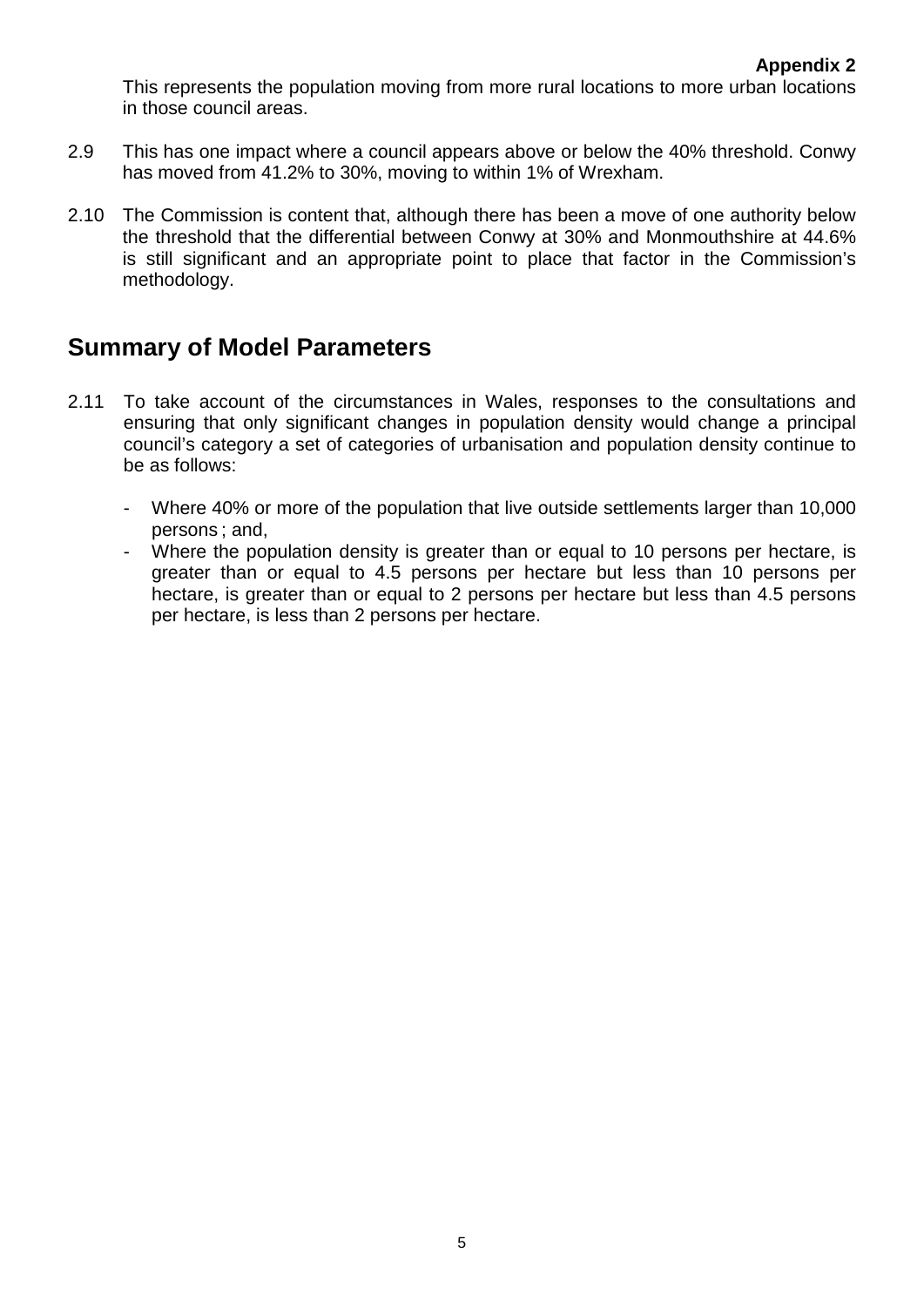This represents the population moving from more rural locations to more urban locations in those council areas.

2.9 This has one impact where a council appears above or below the 40% threshold. Conwy has moved from 41.2% to 30%, moving to within 1% of Wrexham.

2.10 The Commission is content that, although there has been a move of one authority below the threshold that the differential between Conwy at 30% and Monmouthshire at 44.6% is still significant and an appropriate point to place that factor in the Commission's methodology.

## Summary of Model Parameters

2.11 To take account of the circumstances in Wales, responses to the consultations and ensuring that only significant changes in population density would change a principal council's category a set of categories of urbanisation and population density continue to be as follows:

- Where 40% or more of the population that live outside settlements larger than 10,000 persons ; and,
- Where the population density is greater than or equal to 10 persons per hectare, is greater than or equal to 4.5 persons per hectare but less than 10 persons per hectare, is greater than or equal to 2 persons per hectare but less than 4.5 persons per hectare, is less than 2 persons per hectare.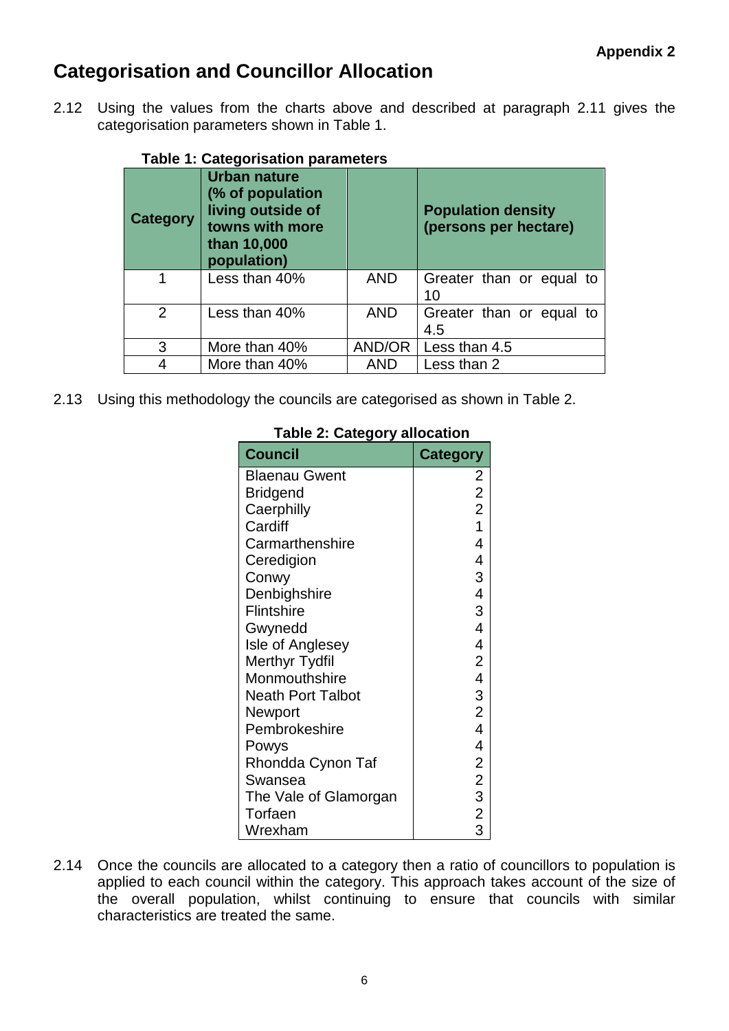**Appendix 2**

## Categorisation and Councillor Allocation

2.12 Using the values from the charts above and described at paragraph 2.11 gives the categorisation parameters shown in Table 1.

**Table 1: Categorisation parameters**

| Category | Urban nature (% of population living outside of towns with more than 10,000 population) | | Population density (persons per hectare) |
|---|---|---|---|
| 1 | Less than 40% | AND | Greater than or equal to 10 |
| 2 | Less than 40% | AND | Greater than or equal to 4.5 |
| 3 | More than 40% | AND/OR | Less than 4.5 |
| 4 | More than 40% | AND | Less than 2 |

2.13 Using this methodology the councils are categorised as shown in Table 2.

**Table 2: Category allocation**

| Council | Category |
|---|---|
| Blaenau Gwent | 2 |
| Bridgend | 2 |
| Caerphilly | 2 |
| Cardiff | 1 |
| Carmarthenshire | 4 |
| Ceredigion | 4 |
| Conwy | 3 |
| Denbighshire | 4 |
| Flintshire | 3 |
| Gwynedd | 4 |
| Isle of Anglesey | 4 |
| Merthyr Tydfil | 2 |
| Monmouthshire | 4 |
| Neath Port Talbot | 3 |
| Newport | 2 |
| Pembrokeshire | 4 |
| Powys | 4 |
| Rhondda Cynon Taf | 2 |
| Swansea | 2 |
| The Vale of Glamorgan | 3 |
| Torfaen | 2 |
| Wrexham | 3 |

2.14 Once the councils are allocated to a category then a ratio of councillors to population is applied to each council within the category. This approach takes account of the size of the overall population, whilst continuing to ensure that councils with similar characteristics are treated the same.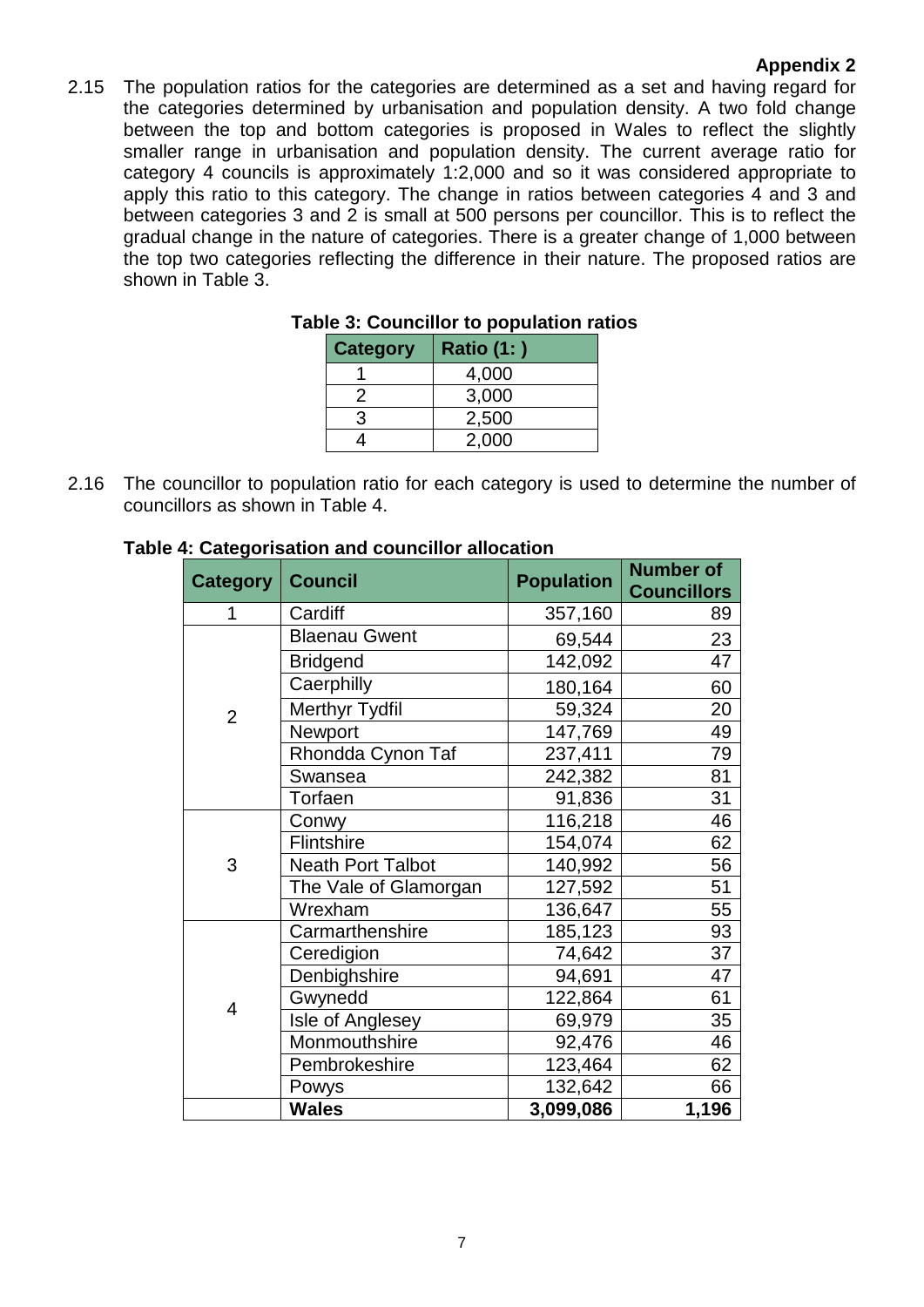**Appendix 2**

2.15 The population ratios for the categories are determined as a set and having regard for the categories determined by urbanisation and population density. A two fold change between the top and bottom categories is proposed in Wales to reflect the slightly smaller range in urbanisation and population density. The current average ratio for category 4 councils is approximately 1:2,000 and so it was considered appropriate to apply this ratio to this category. The change in ratios between categories 4 and 3 and between categories 3 and 2 is small at 500 persons per councillor. This is to reflect the gradual change in the nature of categories. There is a greater change of 1,000 between the top two categories reflecting the difference in their nature. The proposed ratios are shown in Table 3.

**Table 3: Councillor to population ratios**

| Category | Ratio (1: ) |
|---|---|
| 1 | 4,000 |
| 2 | 3,000 |
| 3 | 2,500 |
| 4 | 2,000 |

2.16 The councillor to population ratio for each category is used to determine the number of councillors as shown in Table 4.

**Table 4: Categorisation and councillor allocation**

| Category | Council | Population | Number of Councillors |
|---|---|---|---|
| 1 | Cardiff | 357,160 | 89 |
| 2 | Blaenau Gwent | 69,544 | 23 |
| | Bridgend | 142,092 | 47 |
| | Caerphilly | 180,164 | 60 |
| | Merthyr Tydfil | 59,324 | 20 |
| | Newport | 147,769 | 49 |
| | Rhondda Cynon Taf | 237,411 | 79 |
| | Swansea | 242,382 | 81 |
| | Torfaen | 91,836 | 31 |
| 3 | Conwy | 116,218 | 46 |
| | Flintshire | 154,074 | 62 |
| | Neath Port Talbot | 140,992 | 56 |
| | The Vale of Glamorgan | 127,592 | 51 |
| | Wrexham | 136,647 | 55 |
| 4 | Carmarthenshire | 185,123 | 93 |
| | Ceredigion | 74,642 | 37 |
| | Denbighshire | 94,691 | 47 |
| | Gwynedd | 122,864 | 61 |
| | Isle of Anglesey | 69,979 | 35 |
| | Monmouthshire | 92,476 | 46 |
| | Pembrokeshire | 123,464 | 62 |
| | Powys | 132,642 | 66 |
| | **Wales** | **3,099,086** | **1,196** |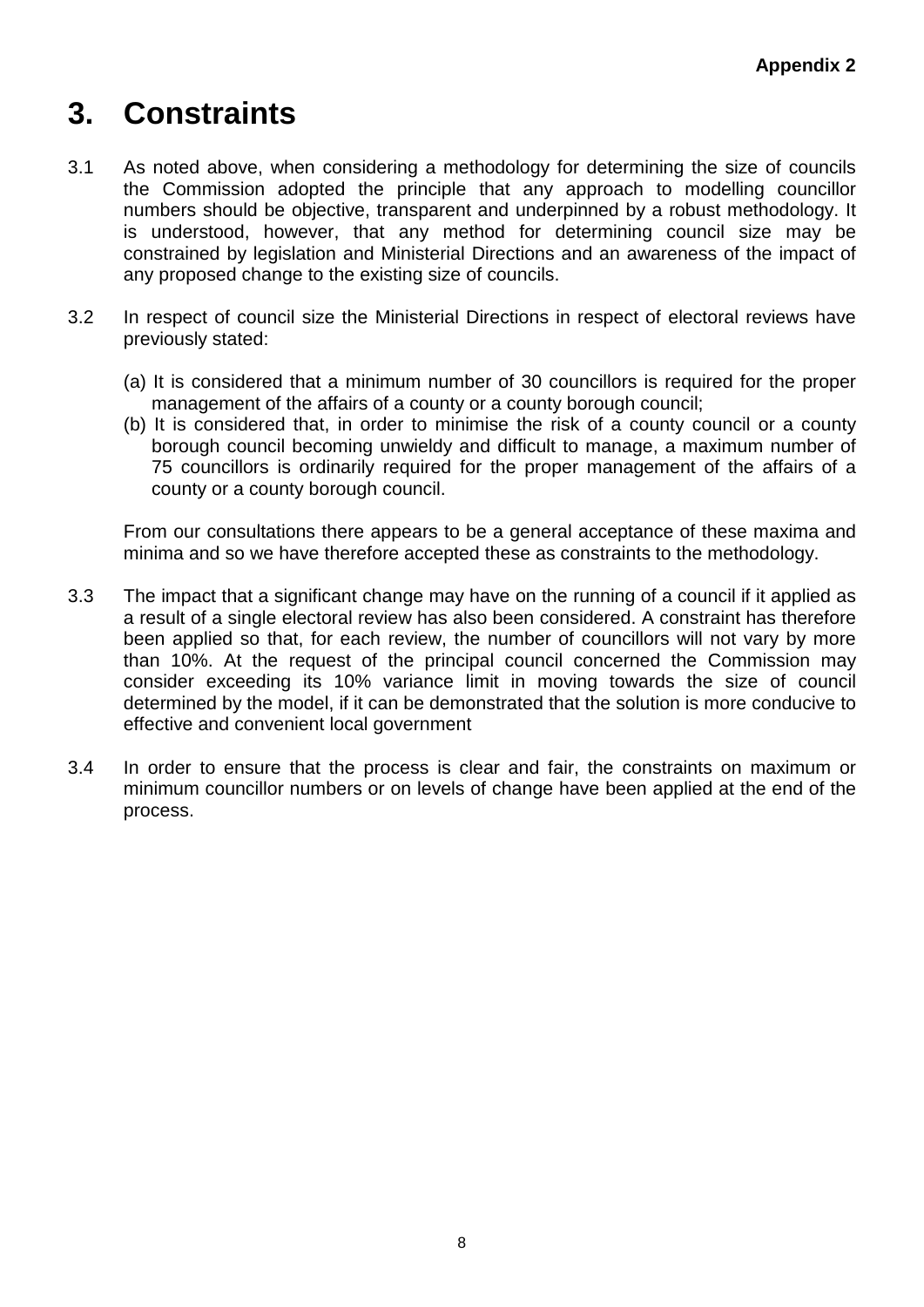**Appendix 2**

# 3. Constraints

3.1 As noted above, when considering a methodology for determining the size of councils the Commission adopted the principle that any approach to modelling councillor numbers should be objective, transparent and underpinned by a robust methodology. It is understood, however, that any method for determining council size may be constrained by legislation and Ministerial Directions and an awareness of the impact of any proposed change to the existing size of councils.

3.2 In respect of council size the Ministerial Directions in respect of electoral reviews have previously stated:

(a) It is considered that a minimum number of 30 councillors is required for the proper management of the affairs of a county or a county borough council;

(b) It is considered that, in order to minimise the risk of a county council or a county borough council becoming unwieldy and difficult to manage, a maximum number of 75 councillors is ordinarily required for the proper management of the affairs of a county or a county borough council.

From our consultations there appears to be a general acceptance of these maxima and minima and so we have therefore accepted these as constraints to the methodology.

3.3 The impact that a significant change may have on the running of a council if it applied as a result of a single electoral review has also been considered. A constraint has therefore been applied so that, for each review, the number of councillors will not vary by more than 10%. At the request of the principal council concerned the Commission may consider exceeding its 10% variance limit in moving towards the size of council determined by the model, if it can be demonstrated that the solution is more conducive to effective and convenient local government

3.4 In order to ensure that the process is clear and fair, the constraints on maximum or minimum councillor numbers or on levels of change have been applied at the end of the process.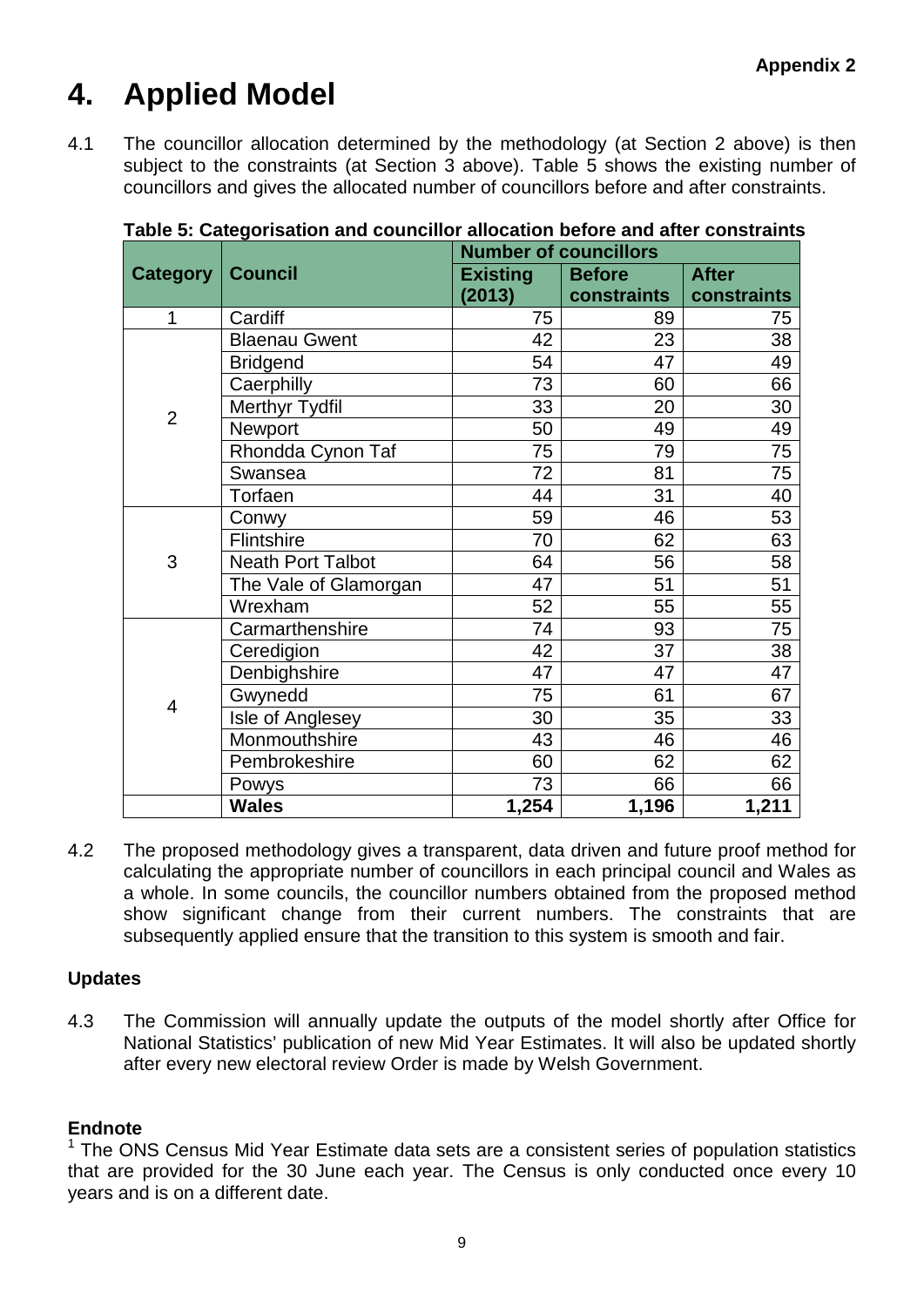Appendix 2

# 4. Applied Model

4.1 The councillor allocation determined by the methodology (at Section 2 above) is then subject to the constraints (at Section 3 above). Table 5 shows the existing number of councillors and gives the allocated number of councillors before and after constraints.

**Table 5: Categorisation and councillor allocation before and after constraints**

| Category | Council | Number of councillors | | |
|---|---|---|---|---|
| | | **Existing (2013)** | **Before constraints** | **After constraints** |
| 1 | Cardiff | 75 | 89 | 75 |
| 2 | Blaenau Gwent | 42 | 23 | 38 |
| | Bridgend | 54 | 47 | 49 |
| | Caerphilly | 73 | 60 | 66 |
| | Merthyr Tydfil | 33 | 20 | 30 |
| | Newport | 50 | 49 | 49 |
| | Rhondda Cynon Taf | 75 | 79 | 75 |
| | Swansea | 72 | 81 | 75 |
| | Torfaen | 44 | 31 | 40 |
| 3 | Conwy | 59 | 46 | 53 |
| | Flintshire | 70 | 62 | 63 |
| | Neath Port Talbot | 64 | 56 | 58 |
| | The Vale of Glamorgan | 47 | 51 | 51 |
| | Wrexham | 52 | 55 | 55 |
| 4 | Carmarthenshire | 74 | 93 | 75 |
| | Ceredigion | 42 | 37 | 38 |
| | Denbighshire | 47 | 47 | 47 |
| | Gwynedd | 75 | 61 | 67 |
| | Isle of Anglesey | 30 | 35 | 33 |
| | Monmouthshire | 43 | 46 | 46 |
| | Pembrokeshire | 60 | 62 | 62 |
| | Powys | 73 | 66 | 66 |
| | **Wales** | **1,254** | **1,196** | **1,211** |

4.2 The proposed methodology gives a transparent, data driven and future proof method for calculating the appropriate number of councillors in each principal council and Wales as a whole. In some councils, the councillor numbers obtained from the proposed method show significant change from their current numbers. The constraints that are subsequently applied ensure that the transition to this system is smooth and fair.

### Updates

4.3 The Commission will annually update the outputs of the model shortly after Office for National Statistics' publication of new Mid Year Estimates. It will also be updated shortly after every new electoral review Order is made by Welsh Government.

### Endnote

[1] The ONS Census Mid Year Estimate data sets are a consistent series of population statistics that are provided for the 30 June each year. The Census is only conducted once every 10 years and is on a different date.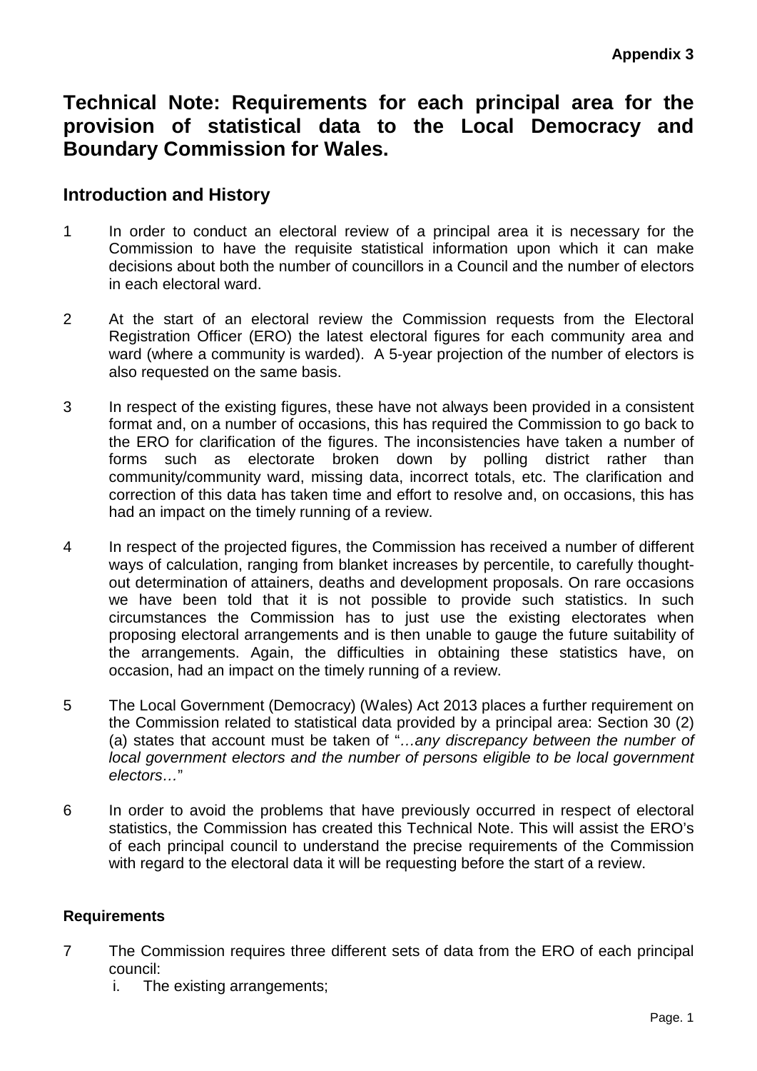**Appendix 3**

# Technical Note: Requirements for each principal area for the provision of statistical data to the Local Democracy and Boundary Commission for Wales.

## Introduction and History

1 In order to conduct an electoral review of a principal area it is necessary for the Commission to have the requisite statistical information upon which it can make decisions about both the number of councillors in a Council and the number of electors in each electoral ward.

2 At the start of an electoral review the Commission requests from the Electoral Registration Officer (ERO) the latest electoral figures for each community area and ward (where a community is warded). A 5-year projection of the number of electors is also requested on the same basis.

3 In respect of the existing figures, these have not always been provided in a consistent format and, on a number of occasions, this has required the Commission to go back to the ERO for clarification of the figures. The inconsistencies have taken a number of forms such as electorate broken down by polling district rather than community/community ward, missing data, incorrect totals, etc. The clarification and correction of this data has taken time and effort to resolve and, on occasions, this has had an impact on the timely running of a review.

4 In respect of the projected figures, the Commission has received a number of different ways of calculation, ranging from blanket increases by percentile, to carefully thought-out determination of attainers, deaths and development proposals. On rare occasions we have been told that it is not possible to provide such statistics. In such circumstances the Commission has to just use the existing electorates when proposing electoral arrangements and is then unable to gauge the future suitability of the arrangements. Again, the difficulties in obtaining these statistics have, on occasion, had an impact on the timely running of a review.

5 The Local Government (Democracy) (Wales) Act 2013 places a further requirement on the Commission related to statistical data provided by a principal area: Section 30 (2) (a) states that account must be taken of "*…any discrepancy between the number of local government electors and the number of persons eligible to be local government electors…*"

6 In order to avoid the problems that have previously occurred in respect of electoral statistics, the Commission has created this Technical Note. This will assist the ERO's of each principal council to understand the precise requirements of the Commission with regard to the electoral data it will be requesting before the start of a review.

### Requirements

7 The Commission requires three different sets of data from the ERO of each principal council:

   i. The existing arrangements;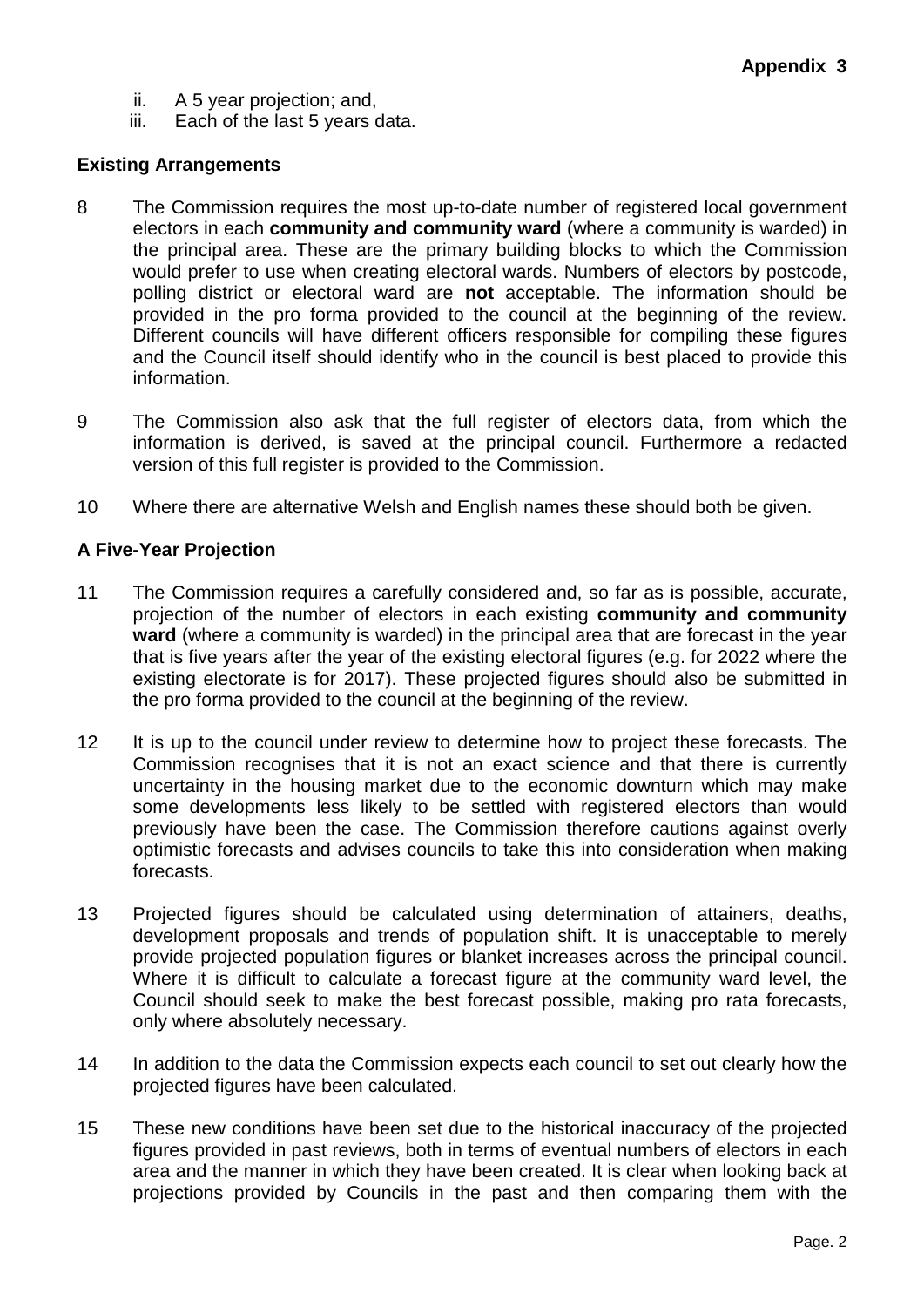ii. A 5 year projection; and,

iii. Each of the last 5 years data.

**Existing Arrangements**

8 The Commission requires the most up-to-date number of registered local government electors in each **community and community ward** (where a community is warded) in the principal area. These are the primary building blocks to which the Commission would prefer to use when creating electoral wards. Numbers of electors by postcode, polling district or electoral ward are **not** acceptable. The information should be provided in the pro forma provided to the council at the beginning of the review. Different councils will have different officers responsible for compiling these figures and the Council itself should identify who in the council is best placed to provide this information.

9 The Commission also ask that the full register of electors data, from which the information is derived, is saved at the principal council. Furthermore a redacted version of this full register is provided to the Commission.

10 Where there are alternative Welsh and English names these should both be given.

**A Five-Year Projection**

11 The Commission requires a carefully considered and, so far as is possible, accurate, projection of the number of electors in each existing **community and community ward** (where a community is warded) in the principal area that are forecast in the year that is five years after the year of the existing electoral figures (e.g. for 2022 where the existing electorate is for 2017). These projected figures should also be submitted in the pro forma provided to the council at the beginning of the review.

12 It is up to the council under review to determine how to project these forecasts. The Commission recognises that it is not an exact science and that there is currently uncertainty in the housing market due to the economic downturn which may make some developments less likely to be settled with registered electors than would previously have been the case. The Commission therefore cautions against overly optimistic forecasts and advises councils to take this into consideration when making forecasts.

13 Projected figures should be calculated using determination of attainers, deaths, development proposals and trends of population shift. It is unacceptable to merely provide projected population figures or blanket increases across the principal council. Where it is difficult to calculate a forecast figure at the community ward level, the Council should seek to make the best forecast possible, making pro rata forecasts, only where absolutely necessary.

14 In addition to the data the Commission expects each council to set out clearly how the projected figures have been calculated.

15 These new conditions have been set due to the historical inaccuracy of the projected figures provided in past reviews, both in terms of eventual numbers of electors in each area and the manner in which they have been created. It is clear when looking back at projections provided by Councils in the past and then comparing them with the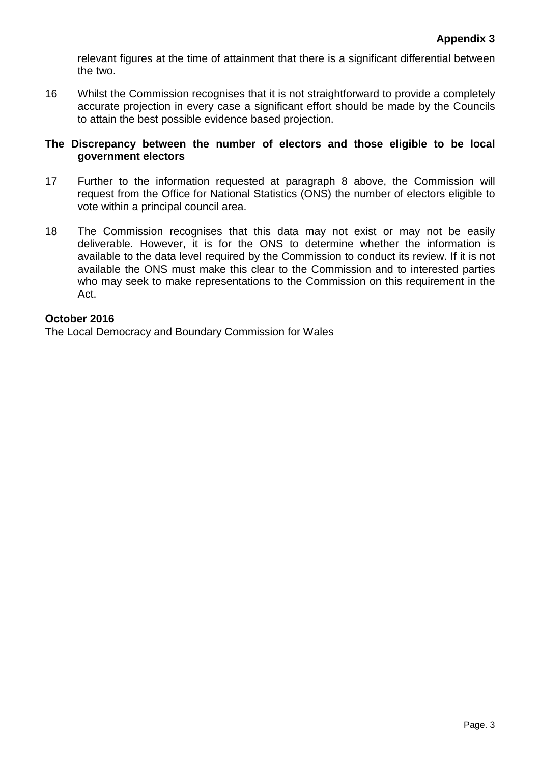relevant figures at the time of attainment that there is a significant differential between the two.

16 Whilst the Commission recognises that it is not straightforward to provide a completely accurate projection in every case a significant effort should be made by the Councils to attain the best possible evidence based projection.

**The Discrepancy between the number of electors and those eligible to be local government electors**

17 Further to the information requested at paragraph 8 above, the Commission will request from the Office for National Statistics (ONS) the number of electors eligible to vote within a principal council area.

18 The Commission recognises that this data may not exist or may not be easily deliverable. However, it is for the ONS to determine whether the information is available to the data level required by the Commission to conduct its review. If it is not available the ONS must make this clear to the Commission and to interested parties who may seek to make representations to the Commission on this requirement in the Act.

**October 2016**
The Local Democracy and Boundary Commission for Wales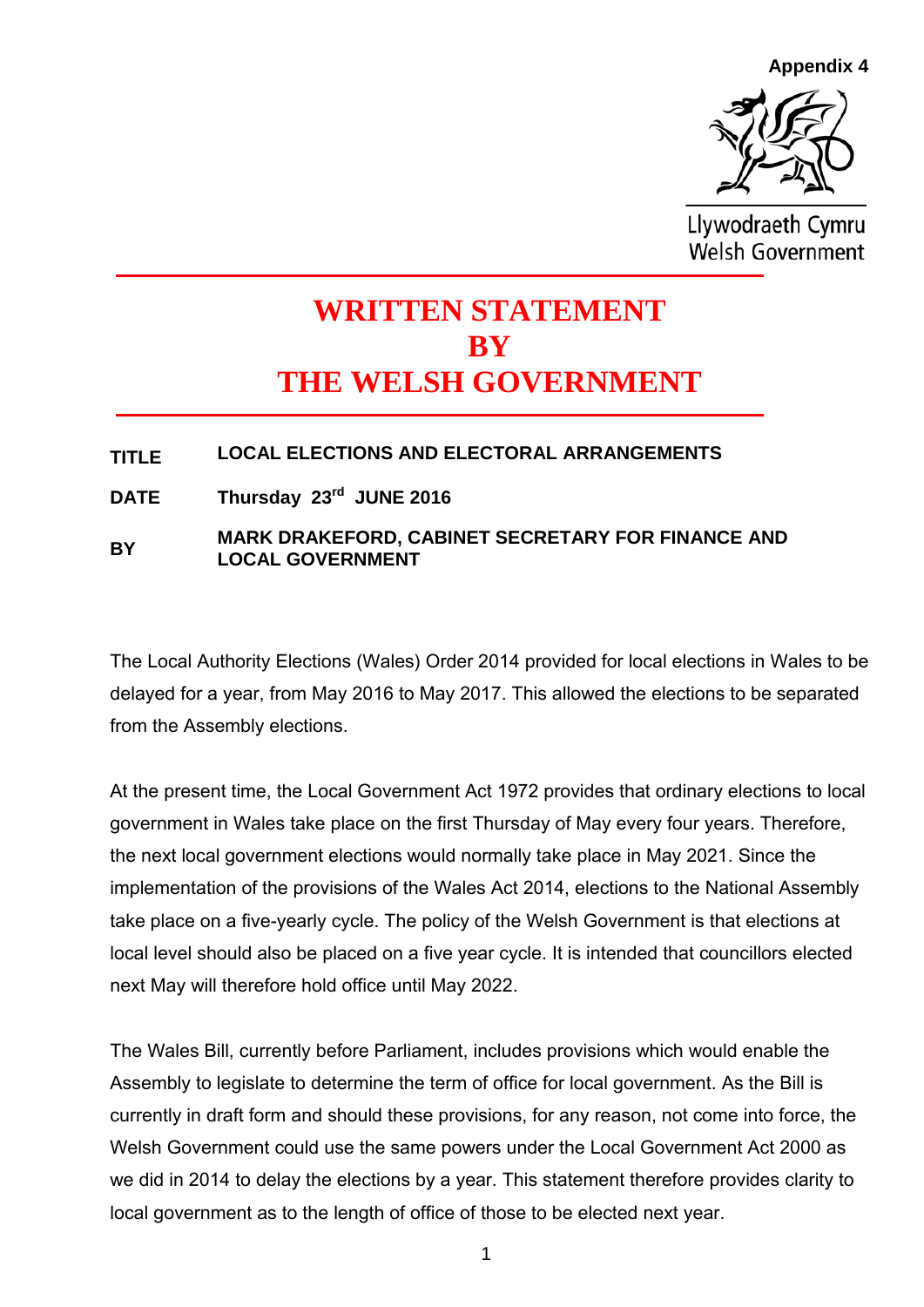Appendix 4

Llywodraeth Cymru
Welsh Government

# WRITTEN STATEMENT BY THE WELSH GOVERNMENT

**TITLE** **LOCAL ELECTIONS AND ELECTORAL ARRANGEMENTS**

**DATE** **Thursday 23rd JUNE 2016**

**BY** **MARK DRAKEFORD, CABINET SECRETARY FOR FINANCE AND LOCAL GOVERNMENT**

The Local Authority Elections (Wales) Order 2014 provided for local elections in Wales to be delayed for a year, from May 2016 to May 2017. This allowed the elections to be separated from the Assembly elections.

At the present time, the Local Government Act 1972 provides that ordinary elections to local government in Wales take place on the first Thursday of May every four years. Therefore, the next local government elections would normally take place in May 2021. Since the implementation of the provisions of the Wales Act 2014, elections to the National Assembly take place on a five-yearly cycle. The policy of the Welsh Government is that elections at local level should also be placed on a five year cycle. It is intended that councillors elected next May will therefore hold office until May 2022.

The Wales Bill, currently before Parliament, includes provisions which would enable the Assembly to legislate to determine the term of office for local government. As the Bill is currently in draft form and should these provisions, for any reason, not come into force, the Welsh Government could use the same powers under the Local Government Act 2000 as we did in 2014 to delay the elections by a year. This statement therefore provides clarity to local government as to the length of office of those to be elected next year.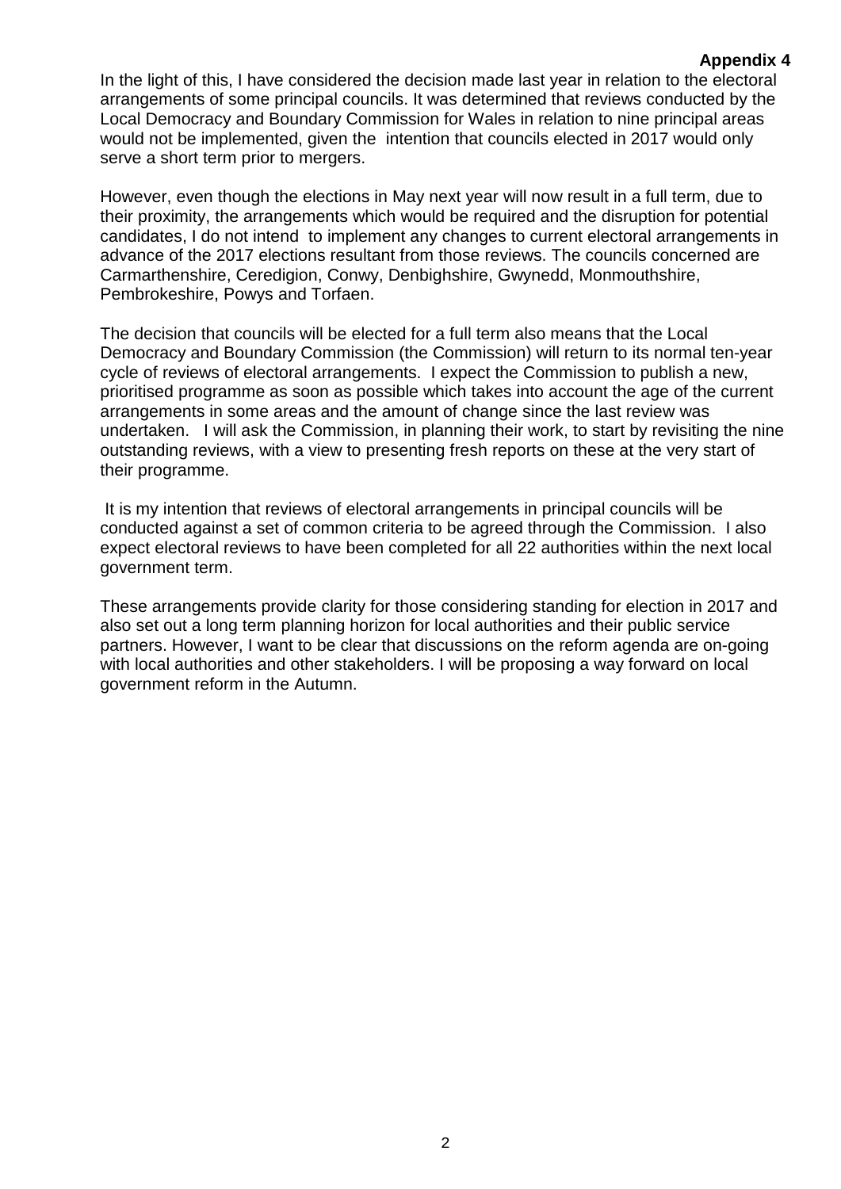**Appendix 4**

In the light of this, I have considered the decision made last year in relation to the electoral arrangements of some principal councils. It was determined that reviews conducted by the Local Democracy and Boundary Commission for Wales in relation to nine principal areas would not be implemented, given the intention that councils elected in 2017 would only serve a short term prior to mergers.

However, even though the elections in May next year will now result in a full term, due to their proximity, the arrangements which would be required and the disruption for potential candidates, I do not intend to implement any changes to current electoral arrangements in advance of the 2017 elections resultant from those reviews. The councils concerned are Carmarthenshire, Ceredigion, Conwy, Denbighshire, Gwynedd, Monmouthshire, Pembrokeshire, Powys and Torfaen.

The decision that councils will be elected for a full term also means that the Local Democracy and Boundary Commission (the Commission) will return to its normal ten-year cycle of reviews of electoral arrangements. I expect the Commission to publish a new, prioritised programme as soon as possible which takes into account the age of the current arrangements in some areas and the amount of change since the last review was undertaken. I will ask the Commission, in planning their work, to start by revisiting the nine outstanding reviews, with a view to presenting fresh reports on these at the very start of their programme.

It is my intention that reviews of electoral arrangements in principal councils will be conducted against a set of common criteria to be agreed through the Commission. I also expect electoral reviews to have been completed for all 22 authorities within the next local government term.

These arrangements provide clarity for those considering standing for election in 2017 and also set out a long term planning horizon for local authorities and their public service partners. However, I want to be clear that discussions on the reform agenda are on-going with local authorities and other stakeholders. I will be proposing a way forward on local government reform in the Autumn.